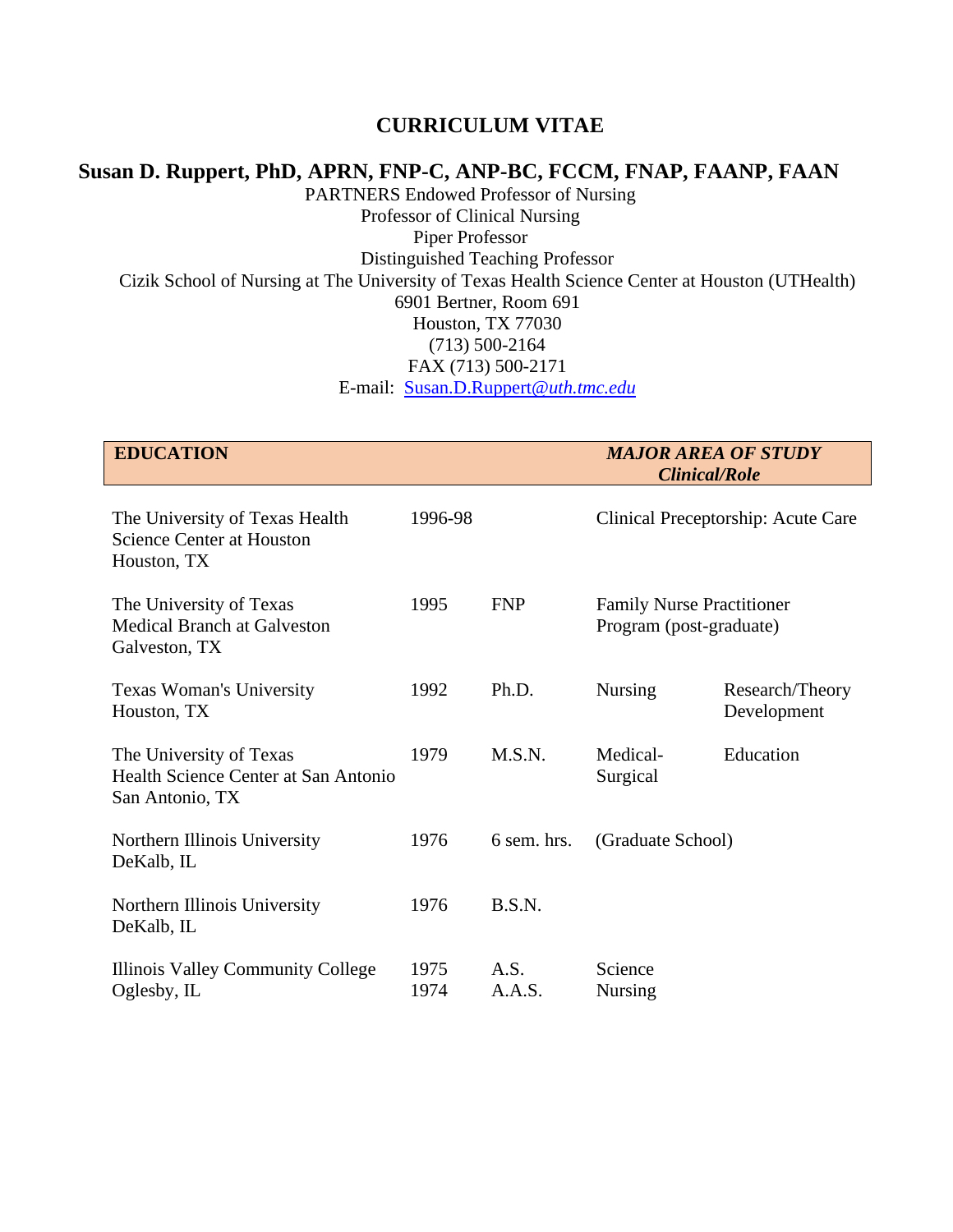# CURRICULUM VITAE

## Susan D. Ruppert, PhD, APRN, FNP-C, ANP-BC, FCCM, FNAP, FAANP, FAAN

PARTNERS Endowed Professor of Nursing
Professor of Clinical Nursing
Piper Professor
Distinguished Teaching Professor
Cizik School of Nursing at The University of Texas Health Science Center at Houston (UTHealth)
6901 Bertner, Room 691
Houston, TX 77030
(713) 500-2164
FAX (713) 500-2171
E-mail: Susan.D.Ruppert@*uth.tmc.edu*

| **EDUCATION** | | | ***MAJOR AREA OF STUDY Clinical/Role*** | |
|---|---|---|---|---|
| The University of Texas Health Science Center at Houston Houston, TX | 1996-98 | | Clinical Preceptorship: Acute Care | |
| The University of Texas Medical Branch at Galveston Galveston, TX | 1995 | FNP | Family Nurse Practitioner Program (post-graduate) | |
| Texas Woman's University Houston, TX | 1992 | Ph.D. | Nursing | Research/Theory Development |
| The University of Texas Health Science Center at San Antonio San Antonio, TX | 1979 | M.S.N. | Medical-Surgical | Education |
| Northern Illinois University DeKalb, IL | 1976 | 6 sem. hrs. | (Graduate School) | |
| Northern Illinois University DeKalb, IL | 1976 | B.S.N. | | |
| Illinois Valley Community College Oglesby, IL | 1975<br>1974 | A.S.<br>A.A.S. | Science<br>Nursing | |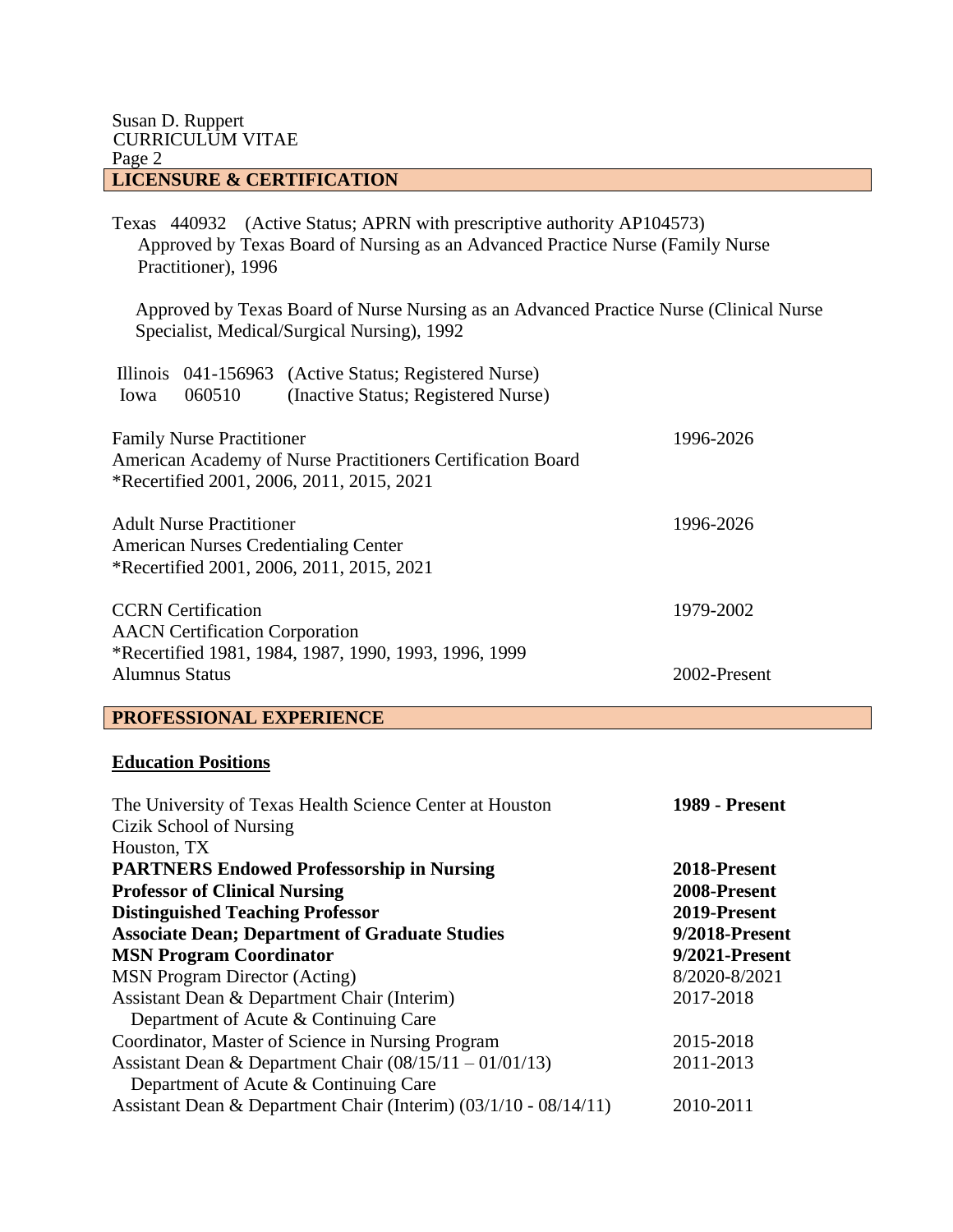## LICENSURE & CERTIFICATION

Texas 440932 (Active Status; APRN with prescriptive authority AP104573)
Approved by Texas Board of Nursing as an Advanced Practice Nurse (Family Nurse Practitioner), 1996

Approved by Texas Board of Nurse Nursing as an Advanced Practice Nurse (Clinical Nurse Specialist, Medical/Surgical Nursing), 1992

Illinois 041-156963 (Active Status; Registered Nurse)
Iowa 060510 (Inactive Status; Registered Nurse)

| | |
|---|---|
| Family Nurse Practitioner<br>American Academy of Nurse Practitioners Certification Board<br>*Recertified 2001, 2006, 2011, 2015, 2021 | 1996-2026 |
| Adult Nurse Practitioner<br>American Nurses Credentialing Center<br>*Recertified 2001, 2006, 2011, 2015, 2021 | 1996-2026 |
| CCRN Certification<br>AACN Certification Corporation<br>*Recertified 1981, 1984, 1987, 1990, 1993, 1996, 1999 | 1979-2002 |
| Alumnus Status | 2002-Present |

## PROFESSIONAL EXPERIENCE

### Education Positions

| | |
|---|---|
| The University of Texas Health Science Center at Houston<br>Cizik School of Nursing<br>Houston, TX | **1989 - Present** |
| **PARTNERS Endowed Professorship in Nursing** | **2018-Present** |
| **Professor of Clinical Nursing** | **2008-Present** |
| **Distinguished Teaching Professor** | **2019-Present** |
| **Associate Dean; Department of Graduate Studies** | **9/2018-Present** |
| **MSN Program Coordinator** | **9/2021-Present** |
| MSN Program Director (Acting) | 8/2020-8/2021 |
| Assistant Dean & Department Chair (Interim)<br>Department of Acute & Continuing Care | 2017-2018 |
| Coordinator, Master of Science in Nursing Program | 2015-2018 |
| Assistant Dean & Department Chair (08/15/11 – 01/01/13)<br>Department of Acute & Continuing Care | 2011-2013 |
| Assistant Dean & Department Chair (Interim) (03/1/10 - 08/14/11) | 2010-2011 |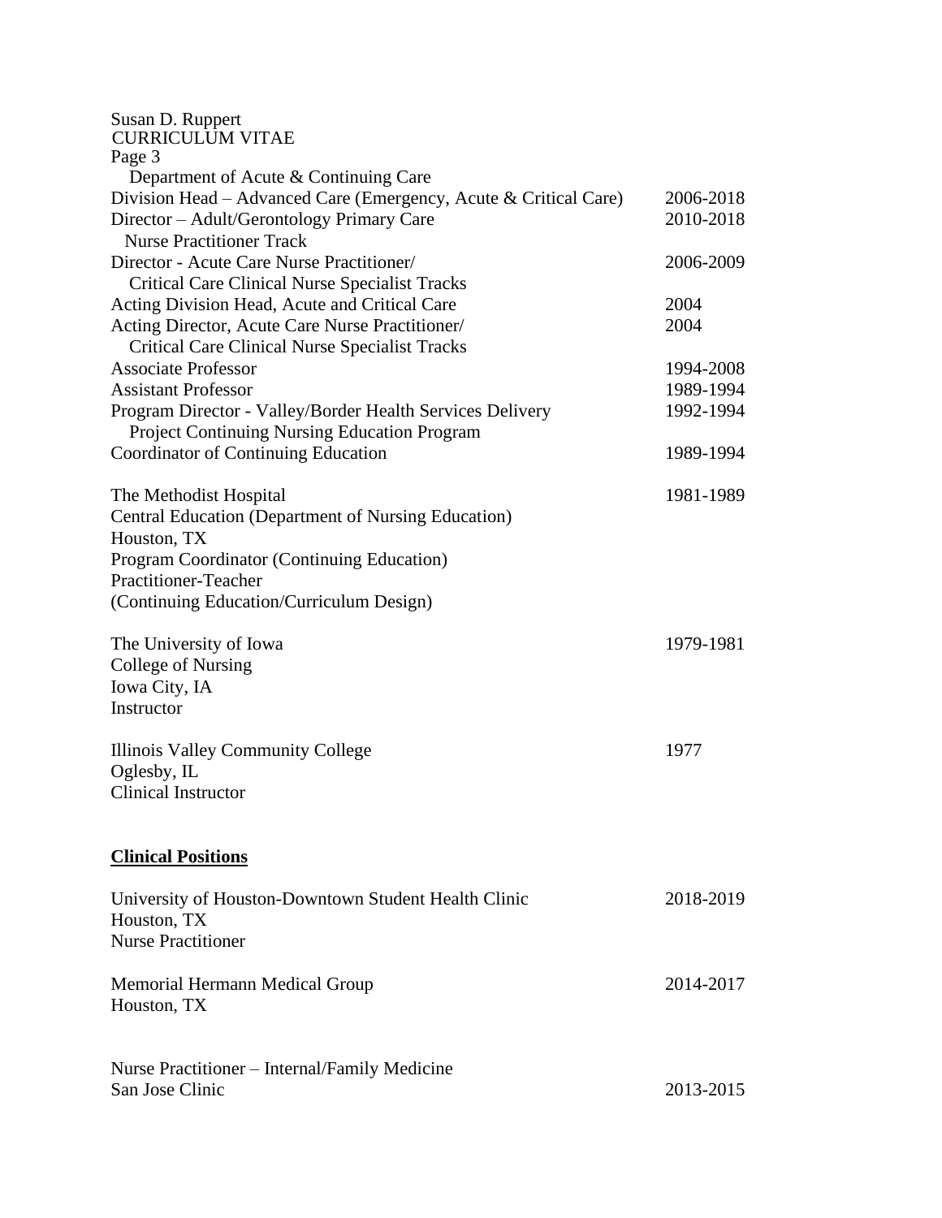Department of Acute & Continuing Care

| | |
|---|---|
| Division Head – Advanced Care (Emergency, Acute & Critical Care) | 2006-2018 |
| Director – Adult/Gerontology Primary Care Nurse Practitioner Track | 2010-2018 |
| Director - Acute Care Nurse Practitioner/ Critical Care Clinical Nurse Specialist Tracks | 2006-2009 |
| Acting Division Head, Acute and Critical Care | 2004 |
| Acting Director, Acute Care Nurse Practitioner/ Critical Care Clinical Nurse Specialist Tracks | 2004 |
| Associate Professor | 1994-2008 |
| Assistant Professor | 1989-1994 |
| Program Director - Valley/Border Health Services Delivery Project Continuing Nursing Education Program | 1992-1994 |
| Coordinator of Continuing Education | 1989-1994 |

The Methodist Hospital — 1981-1989
Central Education (Department of Nursing Education)
Houston, TX
Program Coordinator (Continuing Education)
Practitioner-Teacher
(Continuing Education/Curriculum Design)

The University of Iowa — 1979-1981
College of Nursing
Iowa City, IA
Instructor

Illinois Valley Community College — 1977
Oglesby, IL
Clinical Instructor

## Clinical Positions

University of Houston-Downtown Student Health Clinic — 2018-2019
Houston, TX
Nurse Practitioner

Memorial Hermann Medical Group — 2014-2017
Houston, TX

Nurse Practitioner – Internal/Family Medicine
San Jose Clinic — 2013-2015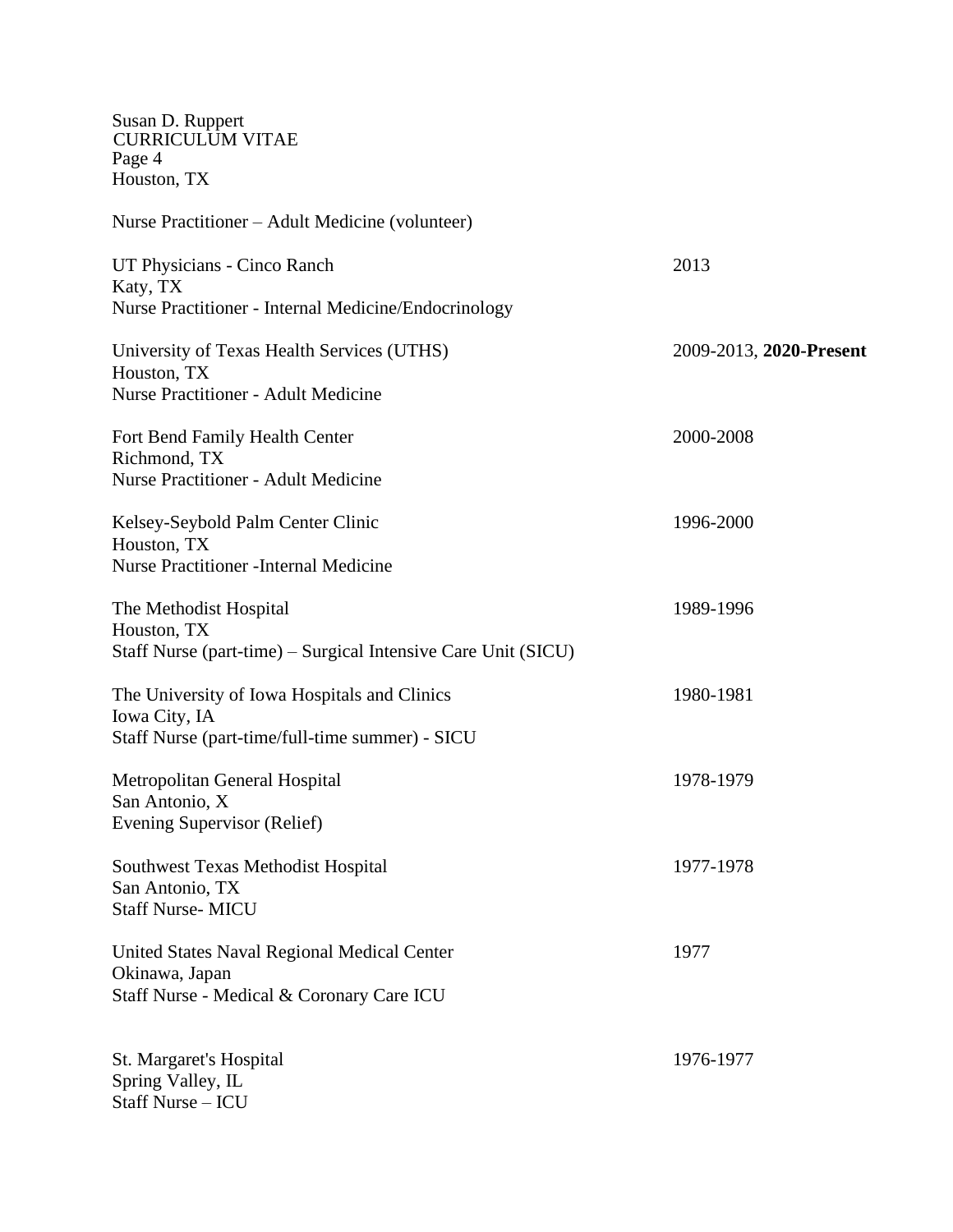Nurse Practitioner – Adult Medicine (volunteer)

UT Physicians - Cinco Ranch — 2013
Katy, TX
Nurse Practitioner - Internal Medicine/Endocrinology

University of Texas Health Services (UTHS) — 2009-2013, **2020-Present**
Houston, TX
Nurse Practitioner - Adult Medicine

Fort Bend Family Health Center — 2000-2008
Richmond, TX
Nurse Practitioner - Adult Medicine

Kelsey-Seybold Palm Center Clinic — 1996-2000
Houston, TX
Nurse Practitioner -Internal Medicine

The Methodist Hospital — 1989-1996
Houston, TX
Staff Nurse (part-time) – Surgical Intensive Care Unit (SICU)

The University of Iowa Hospitals and Clinics — 1980-1981
Iowa City, IA
Staff Nurse (part-time/full-time summer) - SICU

Metropolitan General Hospital — 1978-1979
San Antonio, X
Evening Supervisor (Relief)

Southwest Texas Methodist Hospital — 1977-1978
San Antonio, TX
Staff Nurse- MICU

United States Naval Regional Medical Center — 1977
Okinawa, Japan
Staff Nurse - Medical & Coronary Care ICU

St. Margaret's Hospital — 1976-1977
Spring Valley, IL
Staff Nurse – ICU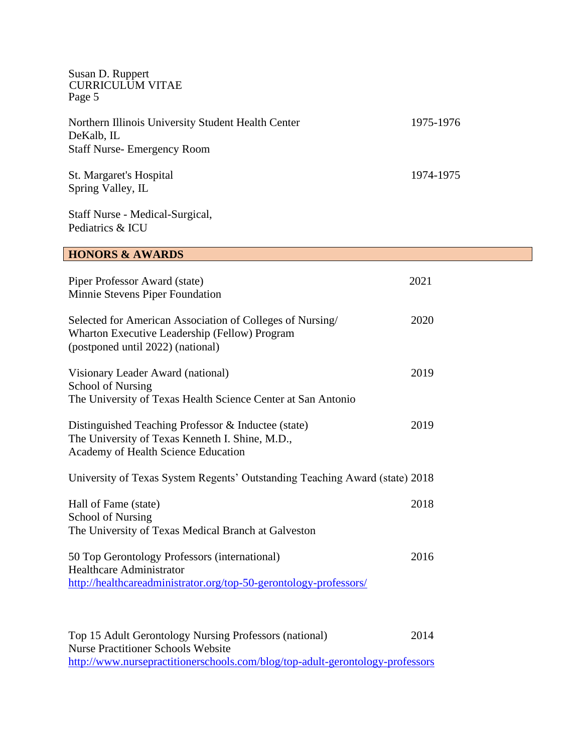Northern Illinois University Student Health Center 1975-1976
DeKalb, IL
Staff Nurse- Emergency Room

St. Margaret's Hospital 1974-1975
Spring Valley, IL

Staff Nurse - Medical-Surgical,
Pediatrics & ICU

## HONORS & AWARDS

Piper Professor Award (state) 2021
Minnie Stevens Piper Foundation

Selected for American Association of Colleges of Nursing/ 2020
Wharton Executive Leadership (Fellow) Program
(postponed until 2022) (national)

Visionary Leader Award (national) 2019
School of Nursing
The University of Texas Health Science Center at San Antonio

Distinguished Teaching Professor & Inductee (state) 2019
The University of Texas Kenneth I. Shine, M.D.,
Academy of Health Science Education

University of Texas System Regents' Outstanding Teaching Award (state) 2018

Hall of Fame (state) 2018
School of Nursing
The University of Texas Medical Branch at Galveston

50 Top Gerontology Professors (international) 2016
Healthcare Administrator
http://healthcareadministrator.org/top-50-gerontology-professors/

Top 15 Adult Gerontology Nursing Professors (national) 2014
Nurse Practitioner Schools Website
http://www.nursepractitionerschools.com/blog/top-adult-gerontology-professors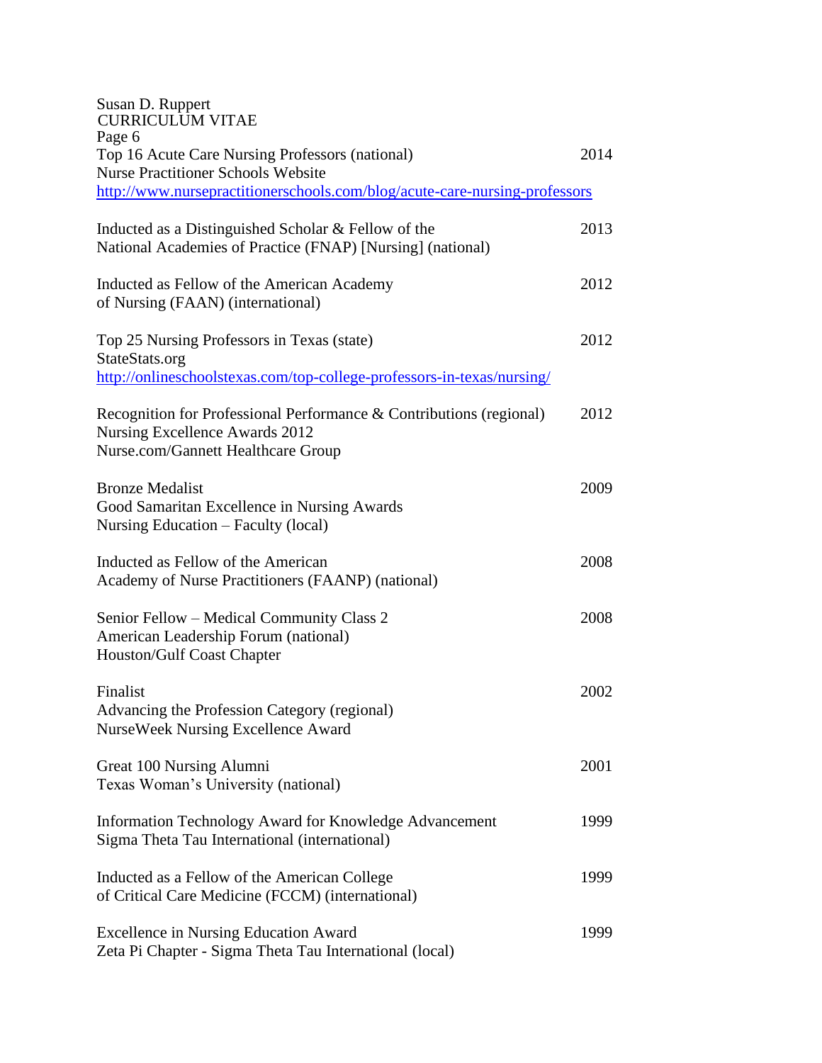Top 16 Acute Care Nursing Professors (national) 2014
Nurse Practitioner Schools Website
[http://www.nursepractitionerschools.com/blog/acute-care-nursing-professors](http://www.nursepractitionerschools.com/blog/acute-care-nursing-professors)

Inducted as a Distinguished Scholar & Fellow of the National Academies of Practice (FNAP) [Nursing] (national) 2013

Inducted as Fellow of the American Academy of Nursing (FAAN) (international) 2012

Top 25 Nursing Professors in Texas (state) 2012
StateStats.org
[http://onlineschoolstexas.com/top-college-professors-in-texas/nursing/](http://onlineschoolstexas.com/top-college-professors-in-texas/nursing/)

Recognition for Professional Performance & Contributions (regional) 2012
Nursing Excellence Awards 2012
Nurse.com/Gannett Healthcare Group

Bronze Medalist 2009
Good Samaritan Excellence in Nursing Awards
Nursing Education – Faculty (local)

Inducted as Fellow of the American Academy of Nurse Practitioners (FAANP) (national) 2008

Senior Fellow – Medical Community Class 2 2008
American Leadership Forum (national)
Houston/Gulf Coast Chapter

Finalist 2002
Advancing the Profession Category (regional)
NurseWeek Nursing Excellence Award

Great 100 Nursing Alumni 2001
Texas Woman's University (national)

Information Technology Award for Knowledge Advancement 1999
Sigma Theta Tau International (international)

Inducted as a Fellow of the American College of Critical Care Medicine (FCCM) (international) 1999

Excellence in Nursing Education Award 1999
Zeta Pi Chapter - Sigma Theta Tau International (local)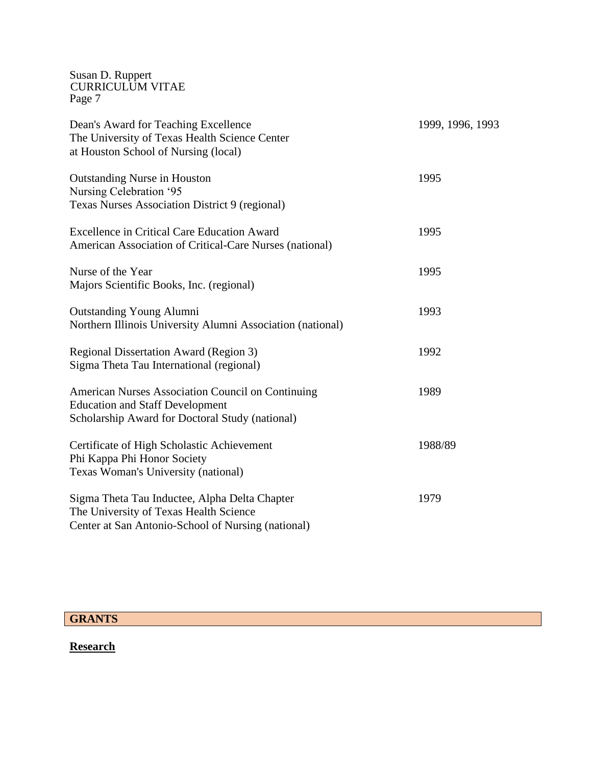Dean's Award for Teaching Excellence — 1999, 1996, 1993
The University of Texas Health Science Center
at Houston School of Nursing (local)

Outstanding Nurse in Houston — 1995
Nursing Celebration '95
Texas Nurses Association District 9 (regional)

Excellence in Critical Care Education Award — 1995
American Association of Critical-Care Nurses (national)

Nurse of the Year — 1995
Majors Scientific Books, Inc. (regional)

Outstanding Young Alumni — 1993
Northern Illinois University Alumni Association (national)

Regional Dissertation Award (Region 3) — 1992
Sigma Theta Tau International (regional)

American Nurses Association Council on Continuing — 1989
Education and Staff Development
Scholarship Award for Doctoral Study (national)

Certificate of High Scholastic Achievement — 1988/89
Phi Kappa Phi Honor Society
Texas Woman's University (national)

Sigma Theta Tau Inductee, Alpha Delta Chapter — 1979
The University of Texas Health Science
Center at San Antonio-School of Nursing (national)

## GRANTS

### Research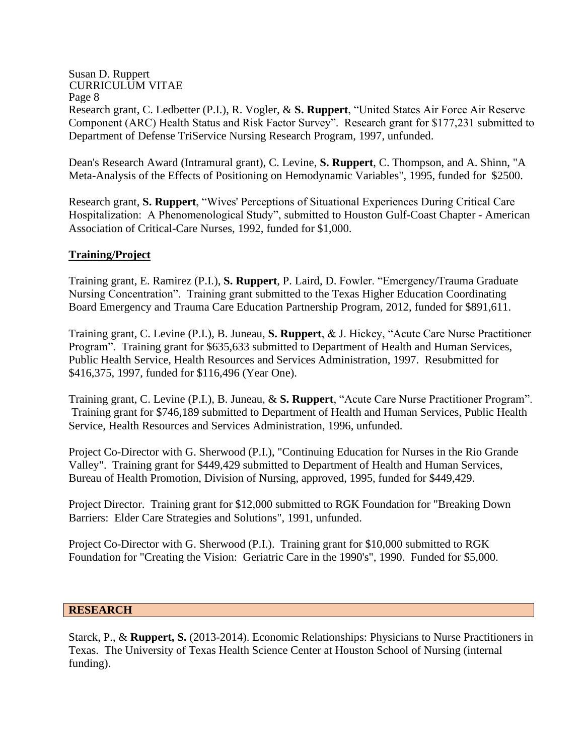Research grant, C. Ledbetter (P.I.), R. Vogler, & **S. Ruppert**, "United States Air Force Air Reserve Component (ARC) Health Status and Risk Factor Survey". Research grant for $177,231 submitted to Department of Defense TriService Nursing Research Program, 1997, unfunded.

Dean's Research Award (Intramural grant), C. Levine, **S. Ruppert**, C. Thompson, and A. Shinn, "A Meta-Analysis of the Effects of Positioning on Hemodynamic Variables", 1995, funded for $2500.

Research grant, **S. Ruppert**, "Wives' Perceptions of Situational Experiences During Critical Care Hospitalization: A Phenomenological Study", submitted to Houston Gulf-Coast Chapter - American Association of Critical-Care Nurses, 1992, funded for $1,000.

**Training/Project**

Training grant, E. Ramirez (P.I.), **S. Ruppert**, P. Laird, D. Fowler. "Emergency/Trauma Graduate Nursing Concentration". Training grant submitted to the Texas Higher Education Coordinating Board Emergency and Trauma Care Education Partnership Program, 2012, funded for $891,611.

Training grant, C. Levine (P.I.), B. Juneau, **S. Ruppert**, & J. Hickey, "Acute Care Nurse Practitioner Program". Training grant for $635,633 submitted to Department of Health and Human Services, Public Health Service, Health Resources and Services Administration, 1997. Resubmitted for $416,375, 1997, funded for $116,496 (Year One).

Training grant, C. Levine (P.I.), B. Juneau, & **S. Ruppert**, "Acute Care Nurse Practitioner Program". Training grant for $746,189 submitted to Department of Health and Human Services, Public Health Service, Health Resources and Services Administration, 1996, unfunded.

Project Co-Director with G. Sherwood (P.I.), "Continuing Education for Nurses in the Rio Grande Valley". Training grant for $449,429 submitted to Department of Health and Human Services, Bureau of Health Promotion, Division of Nursing, approved, 1995, funded for $449,429.

Project Director. Training grant for $12,000 submitted to RGK Foundation for "Breaking Down Barriers: Elder Care Strategies and Solutions", 1991, unfunded.

Project Co-Director with G. Sherwood (P.I.). Training grant for $10,000 submitted to RGK Foundation for "Creating the Vision: Geriatric Care in the 1990's", 1990. Funded for $5,000.

## RESEARCH

Starck, P., & **Ruppert, S.** (2013-2014). Economic Relationships: Physicians to Nurse Practitioners in Texas. The University of Texas Health Science Center at Houston School of Nursing (internal funding).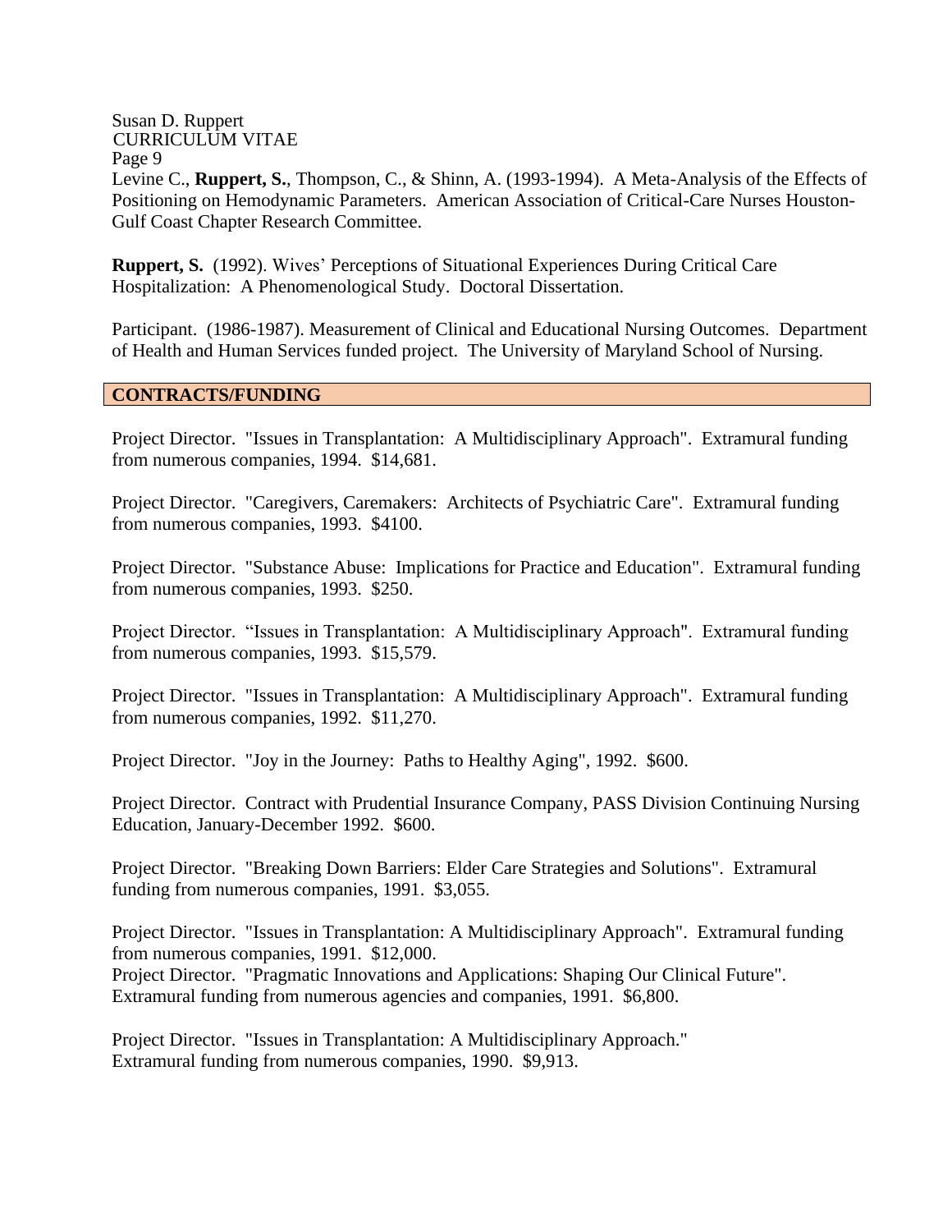Levine C., **Ruppert, S.**, Thompson, C., & Shinn, A. (1993-1994). A Meta-Analysis of the Effects of Positioning on Hemodynamic Parameters. American Association of Critical-Care Nurses Houston-Gulf Coast Chapter Research Committee.

**Ruppert, S.** (1992). Wives' Perceptions of Situational Experiences During Critical Care Hospitalization: A Phenomenological Study. Doctoral Dissertation.

Participant. (1986-1987). Measurement of Clinical and Educational Nursing Outcomes. Department of Health and Human Services funded project. The University of Maryland School of Nursing.

## CONTRACTS/FUNDING

Project Director. "Issues in Transplantation: A Multidisciplinary Approach". Extramural funding from numerous companies, 1994. $14,681.

Project Director. "Caregivers, Caremakers: Architects of Psychiatric Care". Extramural funding from numerous companies, 1993. $4100.

Project Director. "Substance Abuse: Implications for Practice and Education". Extramural funding from numerous companies, 1993. $250.

Project Director. "Issues in Transplantation: A Multidisciplinary Approach". Extramural funding from numerous companies, 1993. $15,579.

Project Director. "Issues in Transplantation: A Multidisciplinary Approach". Extramural funding from numerous companies, 1992. $11,270.

Project Director. "Joy in the Journey: Paths to Healthy Aging", 1992. $600.

Project Director. Contract with Prudential Insurance Company, PASS Division Continuing Nursing Education, January-December 1992. $600.

Project Director. "Breaking Down Barriers: Elder Care Strategies and Solutions". Extramural funding from numerous companies, 1991. $3,055.

Project Director. "Issues in Transplantation: A Multidisciplinary Approach". Extramural funding from numerous companies, 1991. $12,000.

Project Director. "Pragmatic Innovations and Applications: Shaping Our Clinical Future". Extramural funding from numerous agencies and companies, 1991. $6,800.

Project Director. "Issues in Transplantation: A Multidisciplinary Approach." Extramural funding from numerous companies, 1990. $9,913.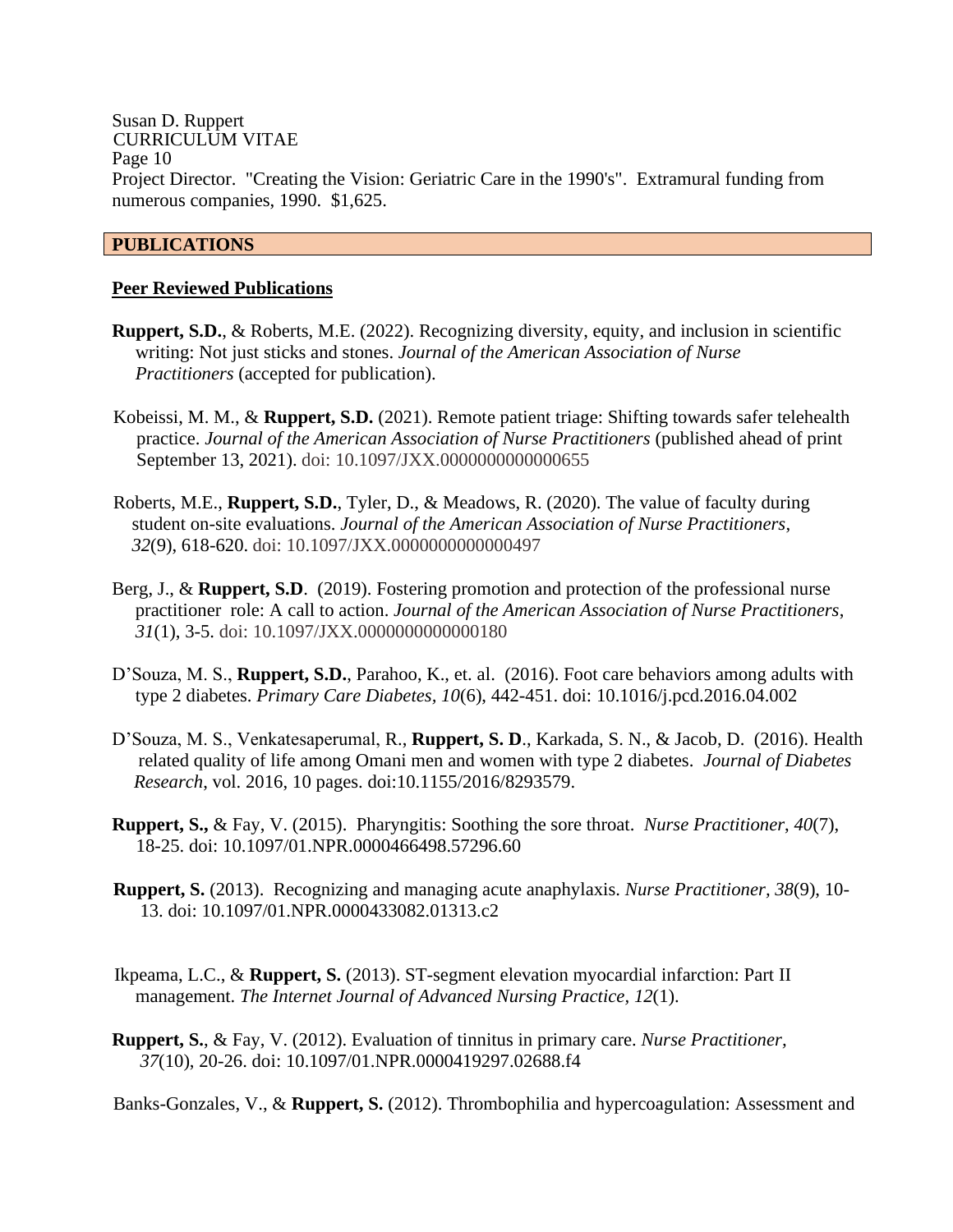Project Director. "Creating the Vision: Geriatric Care in the 1990's". Extramural funding from numerous companies, 1990. $1,625.

## PUBLICATIONS

### Peer Reviewed Publications

**Ruppert, S.D.**, & Roberts, M.E. (2022). Recognizing diversity, equity, and inclusion in scientific writing: Not just sticks and stones. *Journal of the American Association of Nurse Practitioners* (accepted for publication).

Kobeissi, M. M., & **Ruppert, S.D.** (2021). Remote patient triage: Shifting towards safer telehealth practice. *Journal of the American Association of Nurse Practitioners* (published ahead of print September 13, 2021). doi: 10.1097/JXX.0000000000000655

Roberts, M.E., **Ruppert, S.D.**, Tyler, D., & Meadows, R. (2020). The value of faculty during student on-site evaluations. *Journal of the American Association of Nurse Practitioners*, *32*(9), 618-620. doi: 10.1097/JXX.0000000000000497

Berg, J., & **Ruppert, S.D**. (2019). Fostering promotion and protection of the professional nurse practitioner role: A call to action. *Journal of the American Association of Nurse Practitioners*, *31*(1), 3-5. doi: 10.1097/JXX.0000000000000180

D'Souza, M. S., **Ruppert, S.D.**, Parahoo, K., et. al. (2016). Foot care behaviors among adults with type 2 diabetes. *Primary Care Diabetes, 10*(6), 442-451. doi: 10.1016/j.pcd.2016.04.002

D'Souza, M. S., Venkatesaperumal, R., **Ruppert, S. D**., Karkada, S. N., & Jacob, D. (2016). Health related quality of life among Omani men and women with type 2 diabetes. *Journal of Diabetes Research*, vol. 2016, 10 pages. doi:10.1155/2016/8293579.

**Ruppert, S.,** & Fay, V. (2015). Pharyngitis: Soothing the sore throat. *Nurse Practitioner*, *40*(7), 18-25. doi: 10.1097/01.NPR.0000466498.57296.60

**Ruppert, S.** (2013). Recognizing and managing acute anaphylaxis. *Nurse Practitioner, 38*(9), 10-13. doi: 10.1097/01.NPR.0000433082.01313.c2

Ikpeama, L.C., & **Ruppert, S.** (2013). ST-segment elevation myocardial infarction: Part II management. *The Internet Journal of Advanced Nursing Practice, 12*(1).

**Ruppert, S.**, & Fay, V. (2012). Evaluation of tinnitus in primary care. *Nurse Practitioner*, *37*(10), 20-26. doi: 10.1097/01.NPR.0000419297.02688.f4

Banks-Gonzales, V., & **Ruppert, S.** (2012). Thrombophilia and hypercoagulation: Assessment and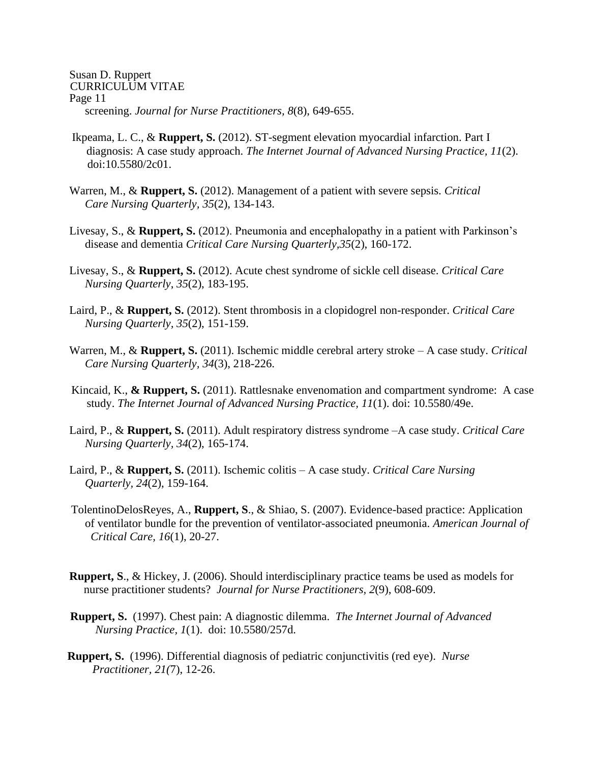screening. *Journal for Nurse Practitioners, 8*(8), 649-655.

Ikpeama, L. C., & **Ruppert, S.** (2012). ST-segment elevation myocardial infarction. Part I diagnosis: A case study approach. *The Internet Journal of Advanced Nursing Practice, 11*(2). doi:10.5580/2c01.

Warren, M., & **Ruppert, S.** (2012). Management of a patient with severe sepsis. *Critical Care Nursing Quarterly, 35*(2), 134-143.

Livesay, S., & **Ruppert, S.** (2012). Pneumonia and encephalopathy in a patient with Parkinson's disease and dementia *Critical Care Nursing Quarterly,35*(2), 160-172.

Livesay, S., & **Ruppert, S.** (2012). Acute chest syndrome of sickle cell disease. *Critical Care Nursing Quarterly*, *35*(2), 183-195.

Laird, P., & **Ruppert, S.** (2012). Stent thrombosis in a clopidogrel non-responder. *Critical Care Nursing Quarterly*, *35*(2), 151-159.

Warren, M., & **Ruppert, S.** (2011). Ischemic middle cerebral artery stroke – A case study. *Critical Care Nursing Quarterly, 34*(3), 218-226.

Kincaid, K., **& Ruppert, S.** (2011). Rattlesnake envenomation and compartment syndrome: A case study. *The Internet Journal of Advanced Nursing Practice, 11*(1). doi: 10.5580/49e.

Laird, P., & **Ruppert, S.** (2011). Adult respiratory distress syndrome –A case study. *Critical Care Nursing Quarterly*, *34*(2), 165-174.

Laird, P., & **Ruppert, S.** (2011). Ischemic colitis – A case study. *Critical Care Nursing Quarterly, 24*(2), 159-164.

TolentinoDelosReyes, A., **Ruppert, S**., & Shiao, S. (2007). Evidence-based practice: Application of ventilator bundle for the prevention of ventilator-associated pneumonia. *American Journal of Critical Care, 16*(1), 20-27.

**Ruppert, S**., & Hickey, J. (2006). Should interdisciplinary practice teams be used as models for nurse practitioner students? *Journal for Nurse Practitioners, 2*(9), 608-609.

**Ruppert, S.** (1997). Chest pain: A diagnostic dilemma. *The Internet Journal of Advanced Nursing Practice, 1*(1). doi: 10.5580/257d.

**Ruppert, S.** (1996). Differential diagnosis of pediatric conjunctivitis (red eye). *Nurse Practitioner, 21(*7), 12-26.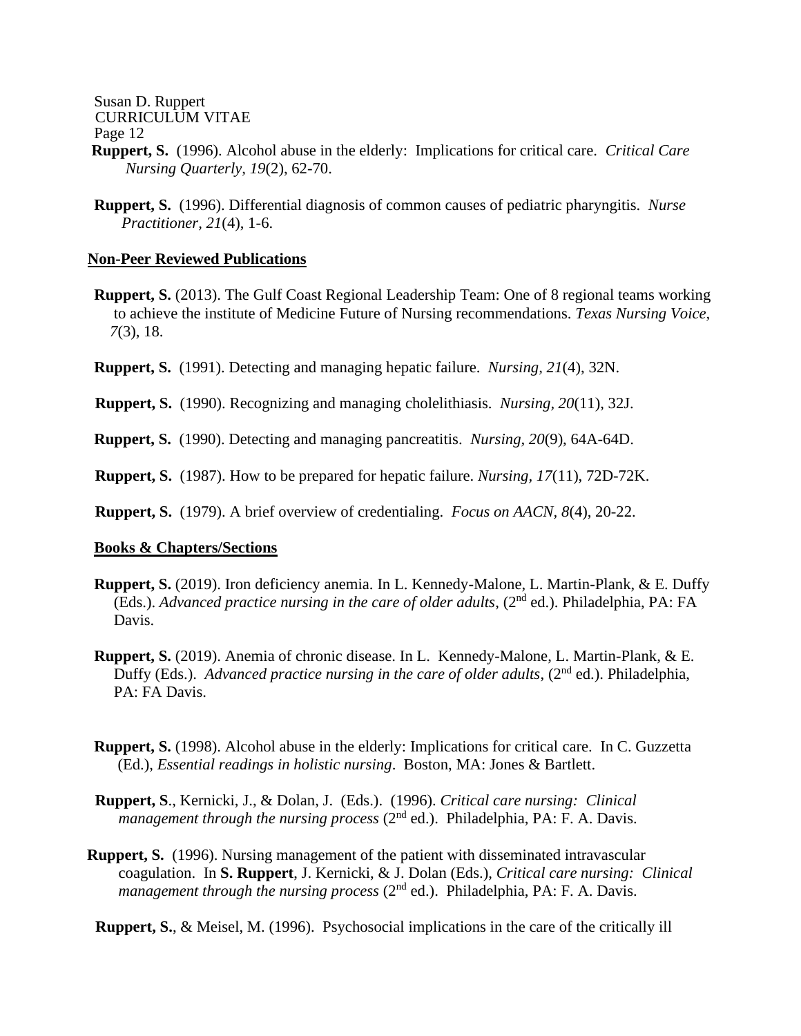**Ruppert, S.** (1996). Alcohol abuse in the elderly: Implications for critical care. *Critical Care Nursing Quarterly, 19*(2), 62-70.

**Ruppert, S.** (1996). Differential diagnosis of common causes of pediatric pharyngitis. *Nurse Practitioner, 21*(4), 1-6.

## Non-Peer Reviewed Publications

**Ruppert, S.** (2013). The Gulf Coast Regional Leadership Team: One of 8 regional teams working to achieve the institute of Medicine Future of Nursing recommendations. *Texas Nursing Voice, 7*(3), 18.

**Ruppert, S.** (1991). Detecting and managing hepatic failure. *Nursing, 21*(4), 32N.

**Ruppert, S.** (1990). Recognizing and managing cholelithiasis. *Nursing, 20*(11), 32J.

**Ruppert, S.** (1990). Detecting and managing pancreatitis. *Nursing, 20*(9), 64A-64D.

**Ruppert, S.** (1987). How to be prepared for hepatic failure. *Nursing, 17*(11), 72D-72K.

**Ruppert, S.** (1979). A brief overview of credentialing. *Focus on AACN, 8*(4), 20-22.

## Books & Chapters/Sections

**Ruppert, S.** (2019). Iron deficiency anemia. In L. Kennedy-Malone, L. Martin-Plank, & E. Duffy (Eds.). *Advanced practice nursing in the care of older adults*, (2nd ed.). Philadelphia, PA: FA Davis.

**Ruppert, S.** (2019). Anemia of chronic disease. In L. Kennedy-Malone, L. Martin-Plank, & E. Duffy (Eds.). *Advanced practice nursing in the care of older adults*, (2nd ed.). Philadelphia, PA: FA Davis.

**Ruppert, S.** (1998). Alcohol abuse in the elderly: Implications for critical care. In C. Guzzetta (Ed.), *Essential readings in holistic nursing*. Boston, MA: Jones & Bartlett.

**Ruppert, S**., Kernicki, J., & Dolan, J. (Eds.). (1996). *Critical care nursing: Clinical management through the nursing process* (2nd ed.). Philadelphia, PA: F. A. Davis.

**Ruppert, S.** (1996). Nursing management of the patient with disseminated intravascular coagulation. In **S. Ruppert**, J. Kernicki, & J. Dolan (Eds.), *Critical care nursing: Clinical management through the nursing process* (2nd ed.). Philadelphia, PA: F. A. Davis.

**Ruppert, S.**, & Meisel, M. (1996). Psychosocial implications in the care of the critically ill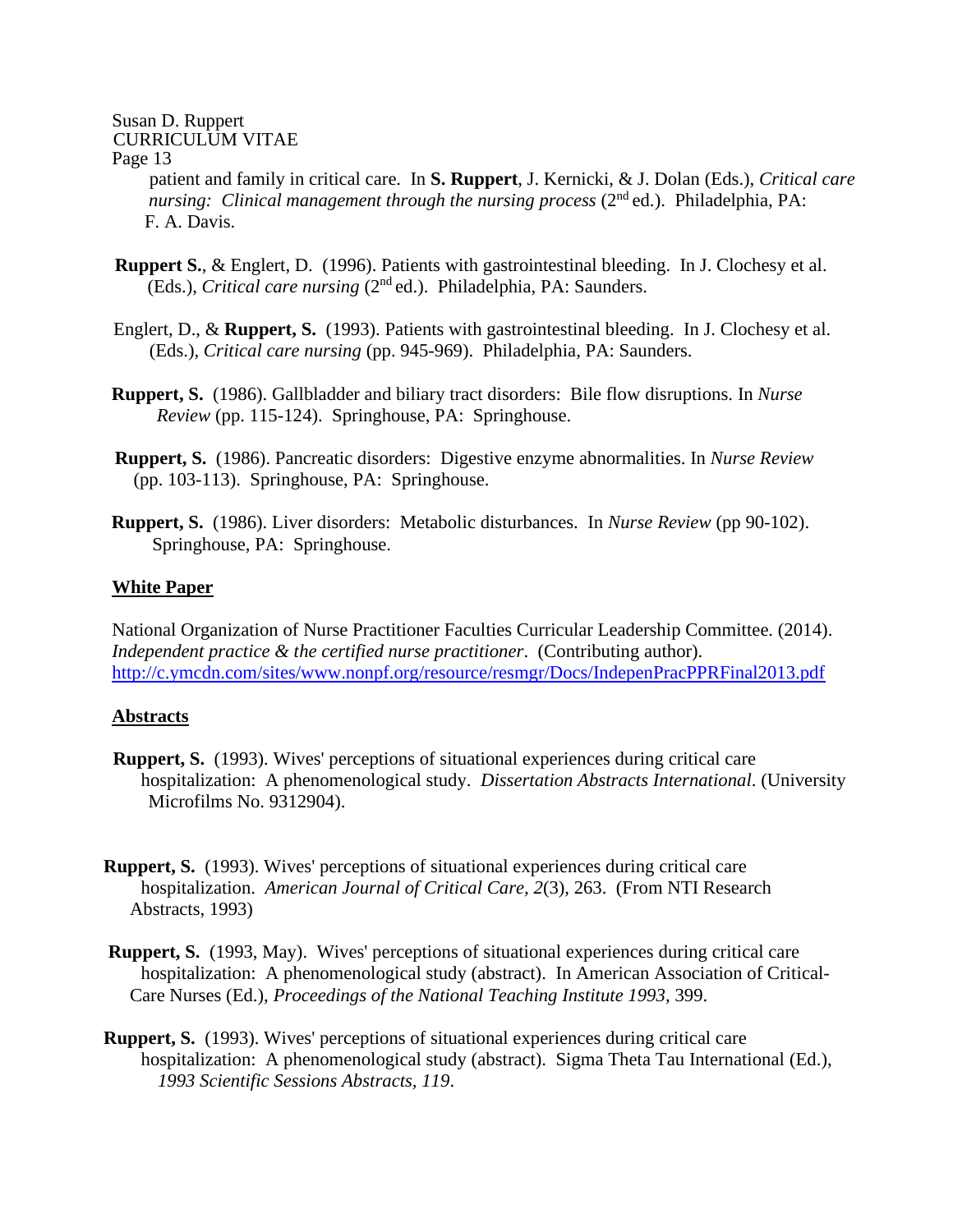patient and family in critical care. In **S. Ruppert**, J. Kernicki, & J. Dolan (Eds.), *Critical care nursing: Clinical management through the nursing process* (2nd ed.). Philadelphia, PA: F. A. Davis.

**Ruppert S.**, & Englert, D. (1996). Patients with gastrointestinal bleeding. In J. Clochesy et al. (Eds.), *Critical care nursing* (2nd ed.). Philadelphia, PA: Saunders.

Englert, D., & **Ruppert, S.** (1993). Patients with gastrointestinal bleeding. In J. Clochesy et al. (Eds.), *Critical care nursing* (pp. 945-969). Philadelphia, PA: Saunders.

**Ruppert, S.** (1986). Gallbladder and biliary tract disorders: Bile flow disruptions. In *Nurse Review* (pp. 115-124). Springhouse, PA: Springhouse.

**Ruppert, S.** (1986). Pancreatic disorders: Digestive enzyme abnormalities. In *Nurse Review* (pp. 103-113). Springhouse, PA: Springhouse.

**Ruppert, S.** (1986). Liver disorders: Metabolic disturbances. In *Nurse Review* (pp 90-102). Springhouse, PA: Springhouse.

## White Paper

National Organization of Nurse Practitioner Faculties Curricular Leadership Committee. (2014). *Independent practice & the certified nurse practitioner*. (Contributing author). http://c.ymcdn.com/sites/www.nonpf.org/resource/resmgr/Docs/IndepenPracPPRFinal2013.pdf

## Abstracts

**Ruppert, S.** (1993). Wives' perceptions of situational experiences during critical care hospitalization: A phenomenological study. *Dissertation Abstracts International*. (University Microfilms No. 9312904).

**Ruppert, S.** (1993). Wives' perceptions of situational experiences during critical care hospitalization. *American Journal of Critical Care, 2*(3), 263. (From NTI Research Abstracts, 1993)

**Ruppert, S.** (1993, May). Wives' perceptions of situational experiences during critical care hospitalization: A phenomenological study (abstract). In American Association of Critical-Care Nurses (Ed.), *Proceedings of the National Teaching Institute 1993*, 399.

**Ruppert, S.** (1993). Wives' perceptions of situational experiences during critical care hospitalization: A phenomenological study (abstract). Sigma Theta Tau International (Ed.), *1993 Scientific Sessions Abstracts, 119*.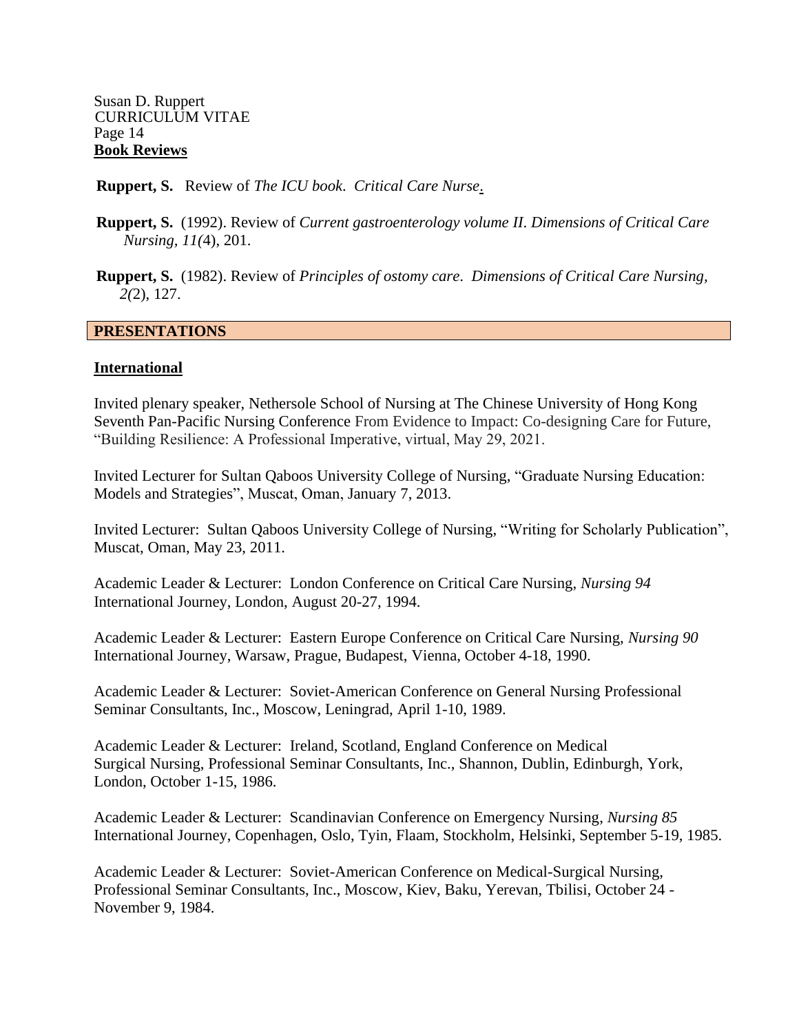## Book Reviews

**Ruppert, S.** Review of *The ICU book*. *Critical Care Nurse*.

**Ruppert, S.** (1992). Review of *Current gastroenterology volume II*. *Dimensions of Critical Care Nursing, 11(*4), 201.

**Ruppert, S.** (1982). Review of *Principles of ostomy care*. *Dimensions of Critical Care Nursing, 2(*2), 127.

## PRESENTATIONS

### International

Invited plenary speaker, Nethersole School of Nursing at The Chinese University of Hong Kong Seventh Pan-Pacific Nursing Conference From Evidence to Impact: Co-designing Care for Future, "Building Resilience: A Professional Imperative, virtual, May 29, 2021.

Invited Lecturer for Sultan Qaboos University College of Nursing, "Graduate Nursing Education: Models and Strategies", Muscat, Oman, January 7, 2013.

Invited Lecturer: Sultan Qaboos University College of Nursing, "Writing for Scholarly Publication", Muscat, Oman, May 23, 2011.

Academic Leader & Lecturer: London Conference on Critical Care Nursing, *Nursing 94* International Journey, London, August 20-27, 1994.

Academic Leader & Lecturer: Eastern Europe Conference on Critical Care Nursing, *Nursing 90* International Journey, Warsaw, Prague, Budapest, Vienna, October 4-18, 1990.

Academic Leader & Lecturer: Soviet-American Conference on General Nursing Professional Seminar Consultants, Inc., Moscow, Leningrad, April 1-10, 1989.

Academic Leader & Lecturer: Ireland, Scotland, England Conference on Medical Surgical Nursing, Professional Seminar Consultants, Inc., Shannon, Dublin, Edinburgh, York, London, October 1-15, 1986.

Academic Leader & Lecturer: Scandinavian Conference on Emergency Nursing, *Nursing 85* International Journey, Copenhagen, Oslo, Tyin, Flaam, Stockholm, Helsinki, September 5-19, 1985.

Academic Leader & Lecturer: Soviet-American Conference on Medical-Surgical Nursing, Professional Seminar Consultants, Inc., Moscow, Kiev, Baku, Yerevan, Tbilisi, October 24 - November 9, 1984.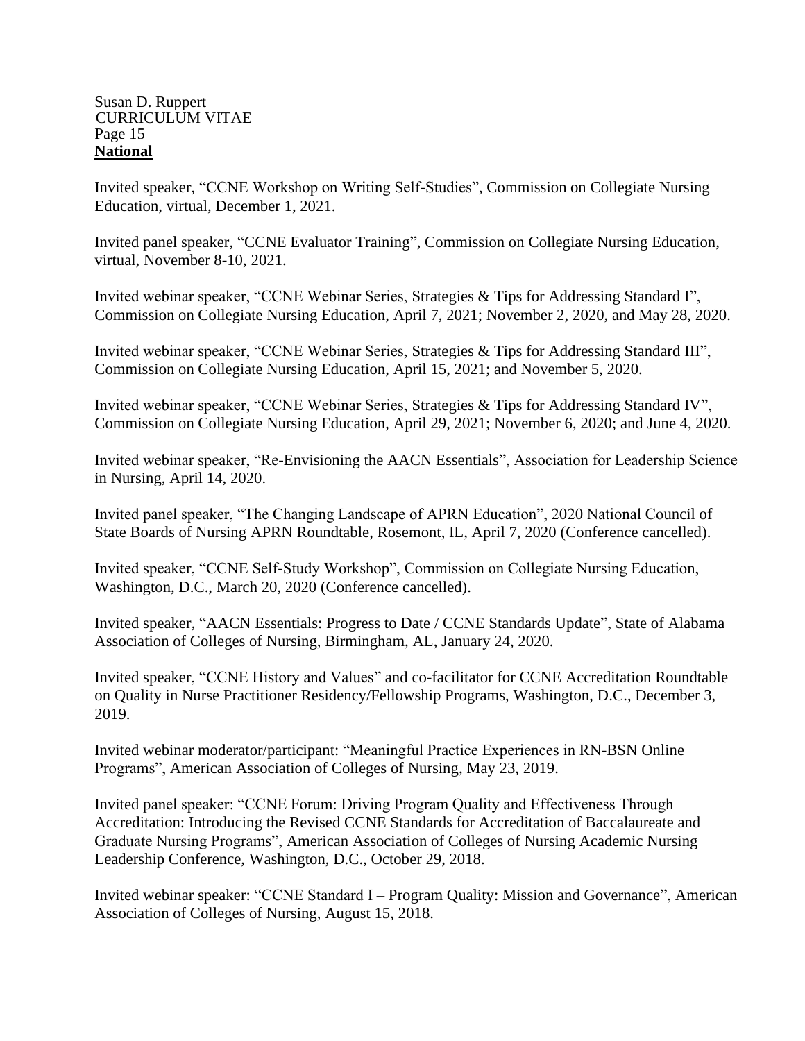## National

Invited speaker, "CCNE Workshop on Writing Self-Studies", Commission on Collegiate Nursing Education, virtual, December 1, 2021.

Invited panel speaker, "CCNE Evaluator Training", Commission on Collegiate Nursing Education, virtual, November 8-10, 2021.

Invited webinar speaker, "CCNE Webinar Series, Strategies & Tips for Addressing Standard I", Commission on Collegiate Nursing Education, April 7, 2021; November 2, 2020, and May 28, 2020.

Invited webinar speaker, "CCNE Webinar Series, Strategies & Tips for Addressing Standard III", Commission on Collegiate Nursing Education, April 15, 2021; and November 5, 2020.

Invited webinar speaker, "CCNE Webinar Series, Strategies & Tips for Addressing Standard IV", Commission on Collegiate Nursing Education, April 29, 2021; November 6, 2020; and June 4, 2020.

Invited webinar speaker, "Re-Envisioning the AACN Essentials", Association for Leadership Science in Nursing, April 14, 2020.

Invited panel speaker, "The Changing Landscape of APRN Education", 2020 National Council of State Boards of Nursing APRN Roundtable, Rosemont, IL, April 7, 2020 (Conference cancelled).

Invited speaker, "CCNE Self-Study Workshop", Commission on Collegiate Nursing Education, Washington, D.C., March 20, 2020 (Conference cancelled).

Invited speaker, "AACN Essentials: Progress to Date / CCNE Standards Update", State of Alabama Association of Colleges of Nursing, Birmingham, AL, January 24, 2020.

Invited speaker, "CCNE History and Values" and co-facilitator for CCNE Accreditation Roundtable on Quality in Nurse Practitioner Residency/Fellowship Programs, Washington, D.C., December 3, 2019.

Invited webinar moderator/participant: "Meaningful Practice Experiences in RN-BSN Online Programs", American Association of Colleges of Nursing, May 23, 2019.

Invited panel speaker: "CCNE Forum: Driving Program Quality and Effectiveness Through Accreditation: Introducing the Revised CCNE Standards for Accreditation of Baccalaureate and Graduate Nursing Programs", American Association of Colleges of Nursing Academic Nursing Leadership Conference, Washington, D.C., October 29, 2018.

Invited webinar speaker: "CCNE Standard I – Program Quality: Mission and Governance", American Association of Colleges of Nursing, August 15, 2018.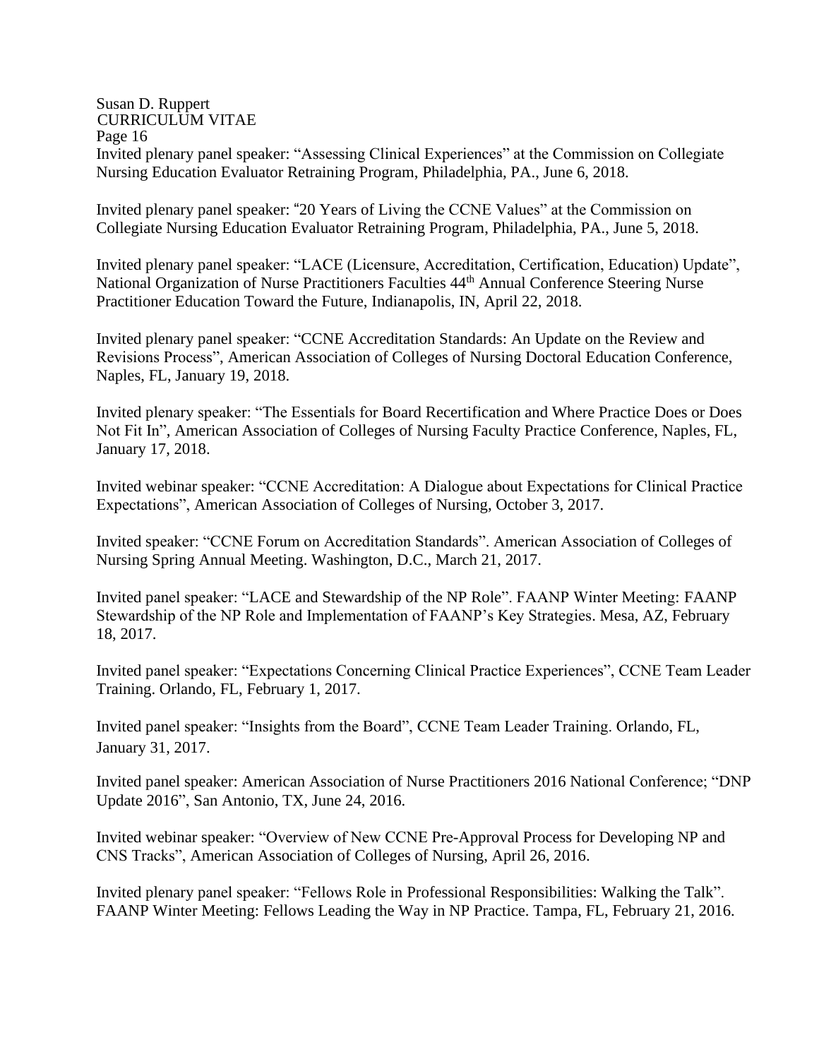Invited plenary panel speaker: "Assessing Clinical Experiences" at the Commission on Collegiate Nursing Education Evaluator Retraining Program, Philadelphia, PA., June 6, 2018.

Invited plenary panel speaker: "20 Years of Living the CCNE Values" at the Commission on Collegiate Nursing Education Evaluator Retraining Program, Philadelphia, PA., June 5, 2018.

Invited plenary panel speaker: "LACE (Licensure, Accreditation, Certification, Education) Update", National Organization of Nurse Practitioners Faculties 44th Annual Conference Steering Nurse Practitioner Education Toward the Future, Indianapolis, IN, April 22, 2018.

Invited plenary panel speaker: "CCNE Accreditation Standards: An Update on the Review and Revisions Process", American Association of Colleges of Nursing Doctoral Education Conference, Naples, FL, January 19, 2018.

Invited plenary speaker: "The Essentials for Board Recertification and Where Practice Does or Does Not Fit In", American Association of Colleges of Nursing Faculty Practice Conference, Naples, FL, January 17, 2018.

Invited webinar speaker: "CCNE Accreditation: A Dialogue about Expectations for Clinical Practice Expectations", American Association of Colleges of Nursing, October 3, 2017.

Invited speaker: "CCNE Forum on Accreditation Standards". American Association of Colleges of Nursing Spring Annual Meeting. Washington, D.C., March 21, 2017.

Invited panel speaker: "LACE and Stewardship of the NP Role". FAANP Winter Meeting: FAANP Stewardship of the NP Role and Implementation of FAANP's Key Strategies. Mesa, AZ, February 18, 2017.

Invited panel speaker: "Expectations Concerning Clinical Practice Experiences", CCNE Team Leader Training. Orlando, FL, February 1, 2017.

Invited panel speaker: "Insights from the Board", CCNE Team Leader Training. Orlando, FL, January 31, 2017.

Invited panel speaker: American Association of Nurse Practitioners 2016 National Conference; "DNP Update 2016", San Antonio, TX, June 24, 2016.

Invited webinar speaker: "Overview of New CCNE Pre-Approval Process for Developing NP and CNS Tracks", American Association of Colleges of Nursing, April 26, 2016.

Invited plenary panel speaker: "Fellows Role in Professional Responsibilities: Walking the Talk". FAANP Winter Meeting: Fellows Leading the Way in NP Practice. Tampa, FL, February 21, 2016.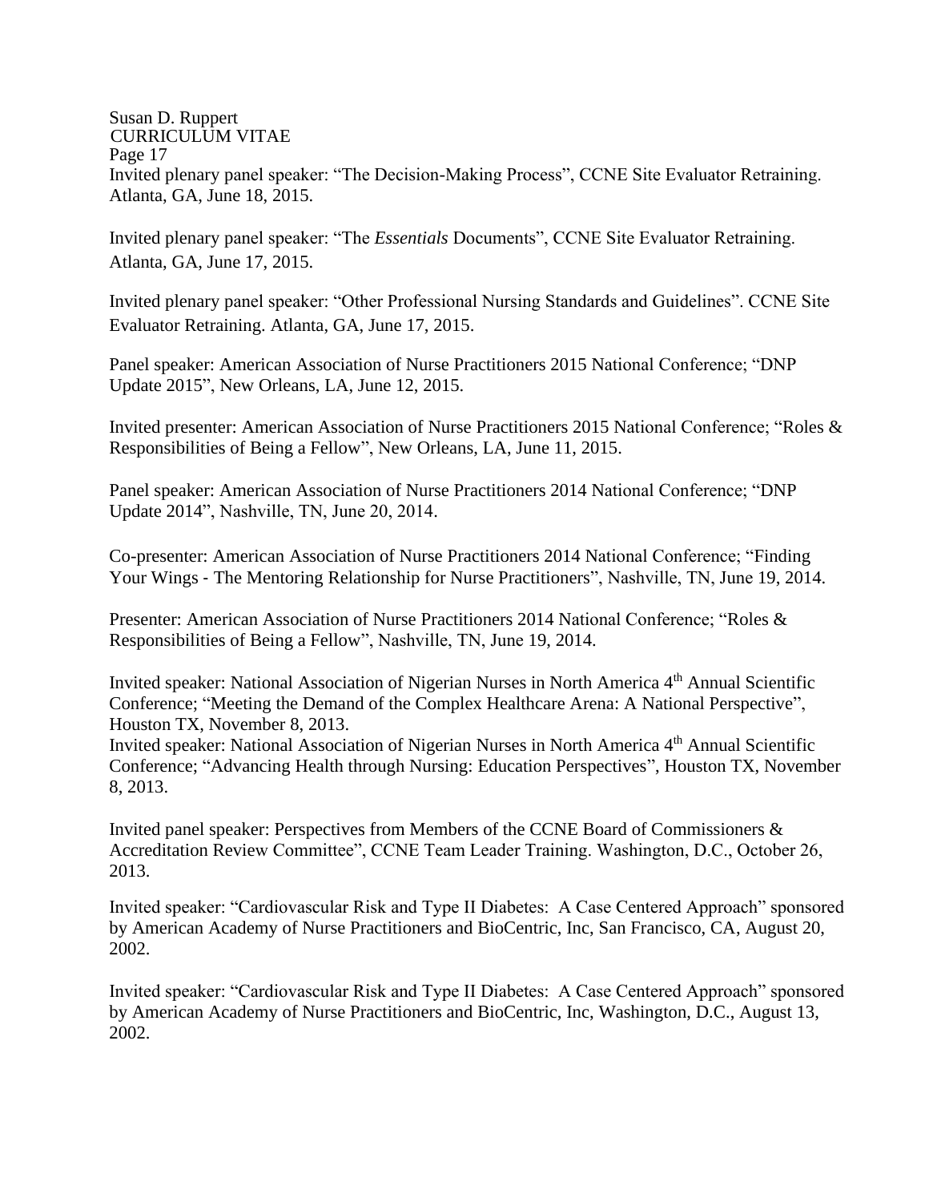Invited plenary panel speaker: "The Decision-Making Process", CCNE Site Evaluator Retraining. Atlanta, GA, June 18, 2015.

Invited plenary panel speaker: "The *Essentials* Documents", CCNE Site Evaluator Retraining. Atlanta, GA, June 17, 2015.

Invited plenary panel speaker: "Other Professional Nursing Standards and Guidelines". CCNE Site Evaluator Retraining. Atlanta, GA, June 17, 2015.

Panel speaker: American Association of Nurse Practitioners 2015 National Conference; "DNP Update 2015", New Orleans, LA, June 12, 2015.

Invited presenter: American Association of Nurse Practitioners 2015 National Conference; "Roles & Responsibilities of Being a Fellow", New Orleans, LA, June 11, 2015.

Panel speaker: American Association of Nurse Practitioners 2014 National Conference; "DNP Update 2014", Nashville, TN, June 20, 2014.

Co-presenter: American Association of Nurse Practitioners 2014 National Conference; "Finding Your Wings - The Mentoring Relationship for Nurse Practitioners", Nashville, TN, June 19, 2014.

Presenter: American Association of Nurse Practitioners 2014 National Conference; "Roles & Responsibilities of Being a Fellow", Nashville, TN, June 19, 2014.

Invited speaker: National Association of Nigerian Nurses in North America 4th Annual Scientific Conference; "Meeting the Demand of the Complex Healthcare Arena: A National Perspective", Houston TX, November 8, 2013.

Invited speaker: National Association of Nigerian Nurses in North America 4th Annual Scientific Conference; "Advancing Health through Nursing: Education Perspectives", Houston TX, November 8, 2013.

Invited panel speaker: Perspectives from Members of the CCNE Board of Commissioners & Accreditation Review Committee", CCNE Team Leader Training. Washington, D.C., October 26, 2013.

Invited speaker: "Cardiovascular Risk and Type II Diabetes: A Case Centered Approach" sponsored by American Academy of Nurse Practitioners and BioCentric, Inc, San Francisco, CA, August 20, 2002.

Invited speaker: "Cardiovascular Risk and Type II Diabetes: A Case Centered Approach" sponsored by American Academy of Nurse Practitioners and BioCentric, Inc, Washington, D.C., August 13, 2002.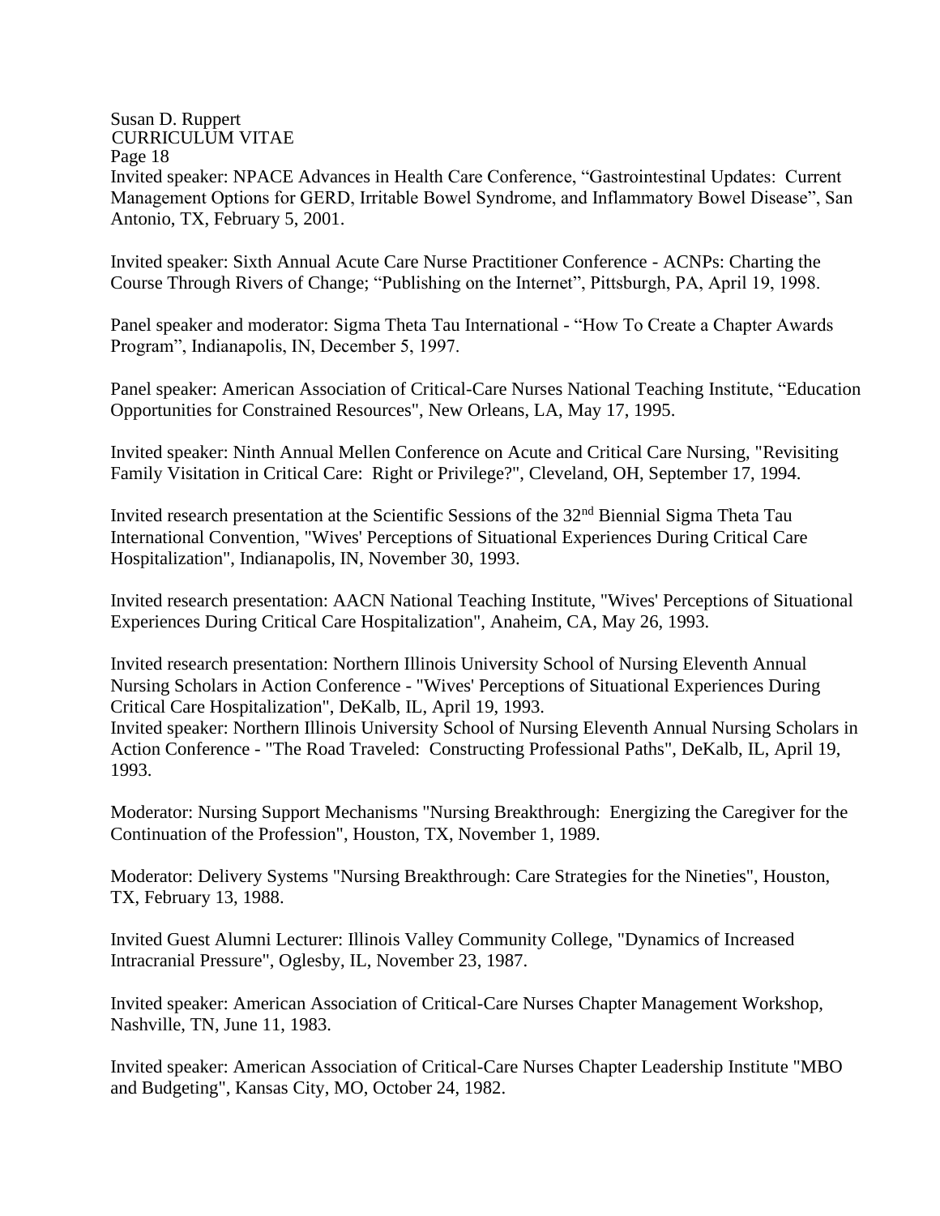Invited speaker: NPACE Advances in Health Care Conference, “Gastrointestinal Updates: Current Management Options for GERD, Irritable Bowel Syndrome, and Inflammatory Bowel Disease”, San Antonio, TX, February 5, 2001.

Invited speaker: Sixth Annual Acute Care Nurse Practitioner Conference - ACNPs: Charting the Course Through Rivers of Change; “Publishing on the Internet”, Pittsburgh, PA, April 19, 1998.

Panel speaker and moderator: Sigma Theta Tau International - “How To Create a Chapter Awards Program”, Indianapolis, IN, December 5, 1997.

Panel speaker: American Association of Critical-Care Nurses National Teaching Institute, “Education Opportunities for Constrained Resources", New Orleans, LA, May 17, 1995.

Invited speaker: Ninth Annual Mellen Conference on Acute and Critical Care Nursing, "Revisiting Family Visitation in Critical Care: Right or Privilege?", Cleveland, OH, September 17, 1994.

Invited research presentation at the Scientific Sessions of the 32nd Biennial Sigma Theta Tau International Convention, "Wives' Perceptions of Situational Experiences During Critical Care Hospitalization", Indianapolis, IN, November 30, 1993.

Invited research presentation: AACN National Teaching Institute, "Wives' Perceptions of Situational Experiences During Critical Care Hospitalization", Anaheim, CA, May 26, 1993.

Invited research presentation: Northern Illinois University School of Nursing Eleventh Annual Nursing Scholars in Action Conference - "Wives' Perceptions of Situational Experiences During Critical Care Hospitalization", DeKalb, IL, April 19, 1993.
Invited speaker: Northern Illinois University School of Nursing Eleventh Annual Nursing Scholars in Action Conference - "The Road Traveled: Constructing Professional Paths", DeKalb, IL, April 19, 1993.

Moderator: Nursing Support Mechanisms "Nursing Breakthrough: Energizing the Caregiver for the Continuation of the Profession", Houston, TX, November 1, 1989.

Moderator: Delivery Systems "Nursing Breakthrough: Care Strategies for the Nineties", Houston, TX, February 13, 1988.

Invited Guest Alumni Lecturer: Illinois Valley Community College, "Dynamics of Increased Intracranial Pressure", Oglesby, IL, November 23, 1987.

Invited speaker: American Association of Critical-Care Nurses Chapter Management Workshop, Nashville, TN, June 11, 1983.

Invited speaker: American Association of Critical-Care Nurses Chapter Leadership Institute "MBO and Budgeting", Kansas City, MO, October 24, 1982.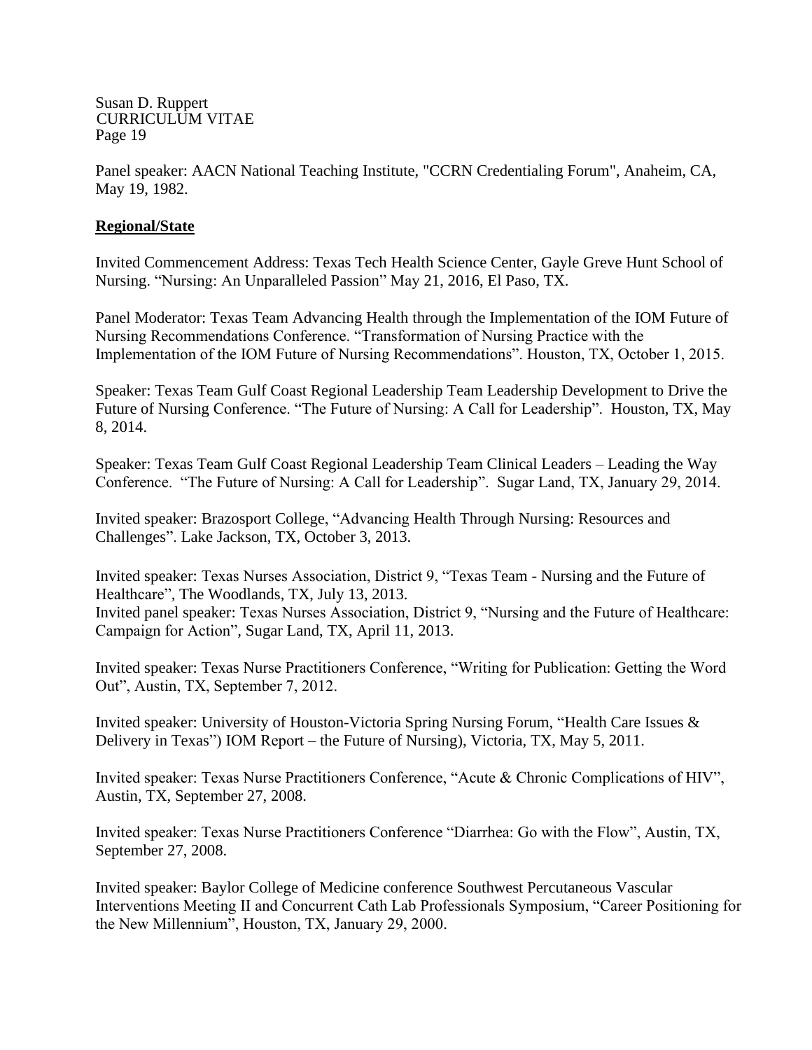Panel speaker: AACN National Teaching Institute, "CCRN Credentialing Forum", Anaheim, CA, May 19, 1982.

**Regional/State**

Invited Commencement Address: Texas Tech Health Science Center, Gayle Greve Hunt School of Nursing. “Nursing: An Unparalleled Passion” May 21, 2016, El Paso, TX.

Panel Moderator: Texas Team Advancing Health through the Implementation of the IOM Future of Nursing Recommendations Conference. “Transformation of Nursing Practice with the Implementation of the IOM Future of Nursing Recommendations”. Houston, TX, October 1, 2015.

Speaker: Texas Team Gulf Coast Regional Leadership Team Leadership Development to Drive the Future of Nursing Conference. “The Future of Nursing: A Call for Leadership”. Houston, TX, May 8, 2014.

Speaker: Texas Team Gulf Coast Regional Leadership Team Clinical Leaders – Leading the Way Conference. “The Future of Nursing: A Call for Leadership”. Sugar Land, TX, January 29, 2014.

Invited speaker: Brazosport College, “Advancing Health Through Nursing: Resources and Challenges”. Lake Jackson, TX, October 3, 2013.

Invited speaker: Texas Nurses Association, District 9, “Texas Team - Nursing and the Future of Healthcare”, The Woodlands, TX, July 13, 2013.
Invited panel speaker: Texas Nurses Association, District 9, “Nursing and the Future of Healthcare: Campaign for Action”, Sugar Land, TX, April 11, 2013.

Invited speaker: Texas Nurse Practitioners Conference, “Writing for Publication: Getting the Word Out”, Austin, TX, September 7, 2012.

Invited speaker: University of Houston-Victoria Spring Nursing Forum, “Health Care Issues & Delivery in Texas”) IOM Report – the Future of Nursing), Victoria, TX, May 5, 2011.

Invited speaker: Texas Nurse Practitioners Conference, “Acute & Chronic Complications of HIV”, Austin, TX, September 27, 2008.

Invited speaker: Texas Nurse Practitioners Conference “Diarrhea: Go with the Flow”, Austin, TX, September 27, 2008.

Invited speaker: Baylor College of Medicine conference Southwest Percutaneous Vascular Interventions Meeting II and Concurrent Cath Lab Professionals Symposium, “Career Positioning for the New Millennium”, Houston, TX, January 29, 2000.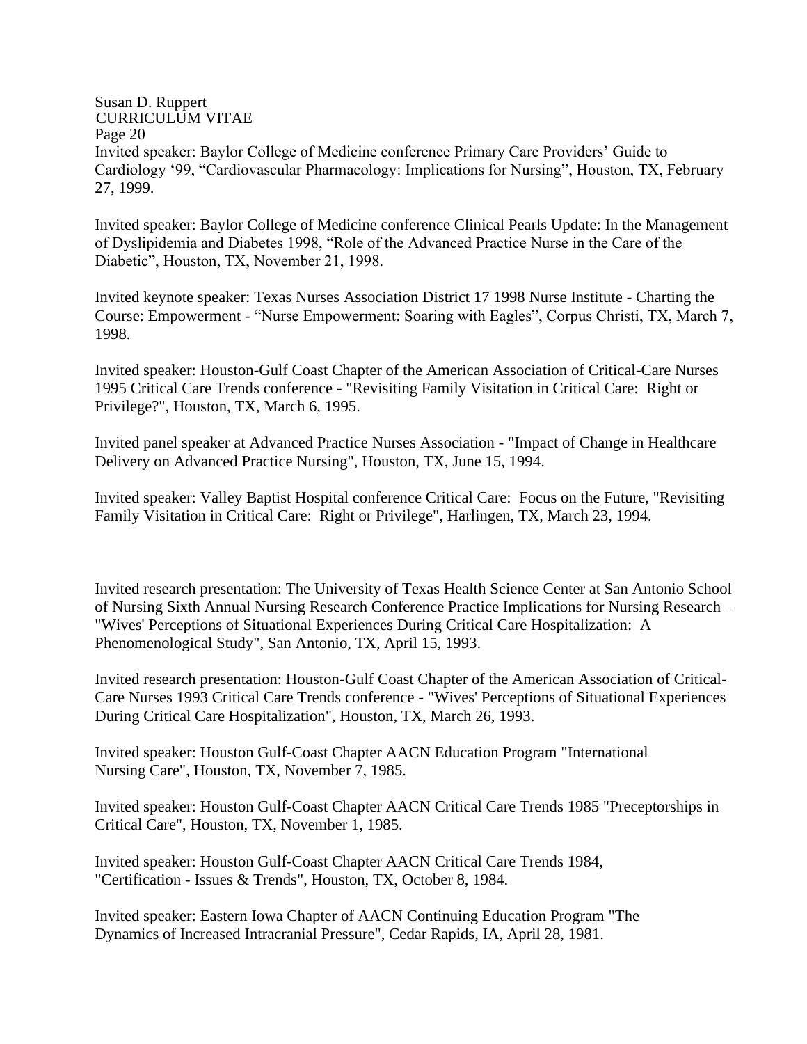Invited speaker: Baylor College of Medicine conference Primary Care Providers' Guide to Cardiology '99, "Cardiovascular Pharmacology: Implications for Nursing", Houston, TX, February 27, 1999.

Invited speaker: Baylor College of Medicine conference Clinical Pearls Update: In the Management of Dyslipidemia and Diabetes 1998, "Role of the Advanced Practice Nurse in the Care of the Diabetic", Houston, TX, November 21, 1998.

Invited keynote speaker: Texas Nurses Association District 17 1998 Nurse Institute - Charting the Course: Empowerment - "Nurse Empowerment: Soaring with Eagles", Corpus Christi, TX, March 7, 1998.

Invited speaker: Houston-Gulf Coast Chapter of the American Association of Critical-Care Nurses 1995 Critical Care Trends conference - "Revisiting Family Visitation in Critical Care: Right or Privilege?", Houston, TX, March 6, 1995.

Invited panel speaker at Advanced Practice Nurses Association - "Impact of Change in Healthcare Delivery on Advanced Practice Nursing", Houston, TX, June 15, 1994.

Invited speaker: Valley Baptist Hospital conference Critical Care: Focus on the Future, "Revisiting Family Visitation in Critical Care: Right or Privilege", Harlingen, TX, March 23, 1994.

Invited research presentation: The University of Texas Health Science Center at San Antonio School of Nursing Sixth Annual Nursing Research Conference Practice Implications for Nursing Research – "Wives' Perceptions of Situational Experiences During Critical Care Hospitalization: A Phenomenological Study", San Antonio, TX, April 15, 1993.

Invited research presentation: Houston-Gulf Coast Chapter of the American Association of Critical-Care Nurses 1993 Critical Care Trends conference - "Wives' Perceptions of Situational Experiences During Critical Care Hospitalization", Houston, TX, March 26, 1993.

Invited speaker: Houston Gulf-Coast Chapter AACN Education Program "International Nursing Care", Houston, TX, November 7, 1985.

Invited speaker: Houston Gulf-Coast Chapter AACN Critical Care Trends 1985 "Preceptorships in Critical Care", Houston, TX, November 1, 1985.

Invited speaker: Houston Gulf-Coast Chapter AACN Critical Care Trends 1984, "Certification - Issues & Trends", Houston, TX, October 8, 1984.

Invited speaker: Eastern Iowa Chapter of AACN Continuing Education Program "The Dynamics of Increased Intracranial Pressure", Cedar Rapids, IA, April 28, 1981.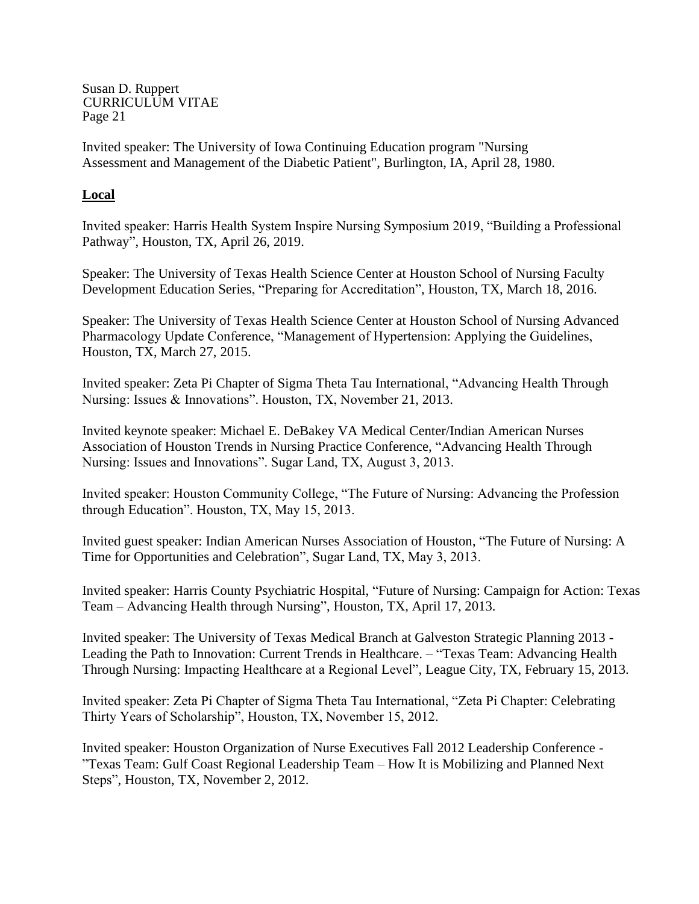Invited speaker: The University of Iowa Continuing Education program "Nursing Assessment and Management of the Diabetic Patient", Burlington, IA, April 28, 1980.

**Local**

Invited speaker: Harris Health System Inspire Nursing Symposium 2019, "Building a Professional Pathway", Houston, TX, April 26, 2019.

Speaker: The University of Texas Health Science Center at Houston School of Nursing Faculty Development Education Series, "Preparing for Accreditation", Houston, TX, March 18, 2016.

Speaker: The University of Texas Health Science Center at Houston School of Nursing Advanced Pharmacology Update Conference, "Management of Hypertension: Applying the Guidelines, Houston, TX, March 27, 2015.

Invited speaker: Zeta Pi Chapter of Sigma Theta Tau International, "Advancing Health Through Nursing: Issues & Innovations". Houston, TX, November 21, 2013.

Invited keynote speaker: Michael E. DeBakey VA Medical Center/Indian American Nurses Association of Houston Trends in Nursing Practice Conference, "Advancing Health Through Nursing: Issues and Innovations". Sugar Land, TX, August 3, 2013.

Invited speaker: Houston Community College, "The Future of Nursing: Advancing the Profession through Education". Houston, TX, May 15, 2013.

Invited guest speaker: Indian American Nurses Association of Houston, "The Future of Nursing: A Time for Opportunities and Celebration", Sugar Land, TX, May 3, 2013.

Invited speaker: Harris County Psychiatric Hospital, "Future of Nursing: Campaign for Action: Texas Team – Advancing Health through Nursing", Houston, TX, April 17, 2013.

Invited speaker: The University of Texas Medical Branch at Galveston Strategic Planning 2013 - Leading the Path to Innovation: Current Trends in Healthcare. – "Texas Team: Advancing Health Through Nursing: Impacting Healthcare at a Regional Level", League City, TX, February 15, 2013.

Invited speaker: Zeta Pi Chapter of Sigma Theta Tau International, "Zeta Pi Chapter: Celebrating Thirty Years of Scholarship", Houston, TX, November 15, 2012.

Invited speaker: Houston Organization of Nurse Executives Fall 2012 Leadership Conference - "Texas Team: Gulf Coast Regional Leadership Team – How It is Mobilizing and Planned Next Steps", Houston, TX, November 2, 2012.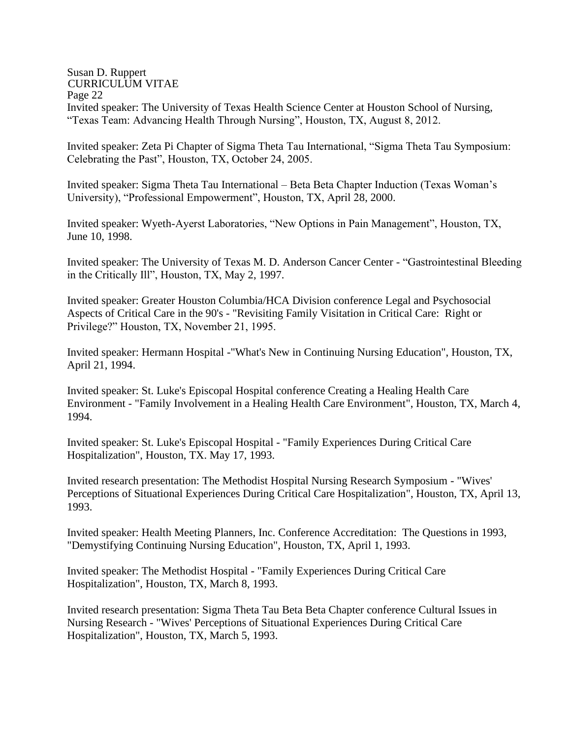Invited speaker: The University of Texas Health Science Center at Houston School of Nursing, “Texas Team: Advancing Health Through Nursing”, Houston, TX, August 8, 2012.

Invited speaker: Zeta Pi Chapter of Sigma Theta Tau International, “Sigma Theta Tau Symposium: Celebrating the Past”, Houston, TX, October 24, 2005.

Invited speaker: Sigma Theta Tau International – Beta Beta Chapter Induction (Texas Woman’s University), “Professional Empowerment”, Houston, TX, April 28, 2000.

Invited speaker: Wyeth-Ayerst Laboratories, “New Options in Pain Management”, Houston, TX, June 10, 1998.

Invited speaker: The University of Texas M. D. Anderson Cancer Center - “Gastrointestinal Bleeding in the Critically Ill”, Houston, TX, May 2, 1997.

Invited speaker: Greater Houston Columbia/HCA Division conference Legal and Psychosocial Aspects of Critical Care in the 90's - "Revisiting Family Visitation in Critical Care: Right or Privilege?” Houston, TX, November 21, 1995.

Invited speaker: Hermann Hospital -"What's New in Continuing Nursing Education", Houston, TX, April 21, 1994.

Invited speaker: St. Luke's Episcopal Hospital conference Creating a Healing Health Care Environment - "Family Involvement in a Healing Health Care Environment", Houston, TX, March 4, 1994.

Invited speaker: St. Luke's Episcopal Hospital - "Family Experiences During Critical Care Hospitalization", Houston, TX. May 17, 1993.

Invited research presentation: The Methodist Hospital Nursing Research Symposium - "Wives' Perceptions of Situational Experiences During Critical Care Hospitalization", Houston, TX, April 13, 1993.

Invited speaker: Health Meeting Planners, Inc. Conference Accreditation: The Questions in 1993, "Demystifying Continuing Nursing Education", Houston, TX, April 1, 1993.

Invited speaker: The Methodist Hospital - "Family Experiences During Critical Care Hospitalization", Houston, TX, March 8, 1993.

Invited research presentation: Sigma Theta Tau Beta Beta Chapter conference Cultural Issues in Nursing Research - "Wives' Perceptions of Situational Experiences During Critical Care Hospitalization", Houston, TX, March 5, 1993.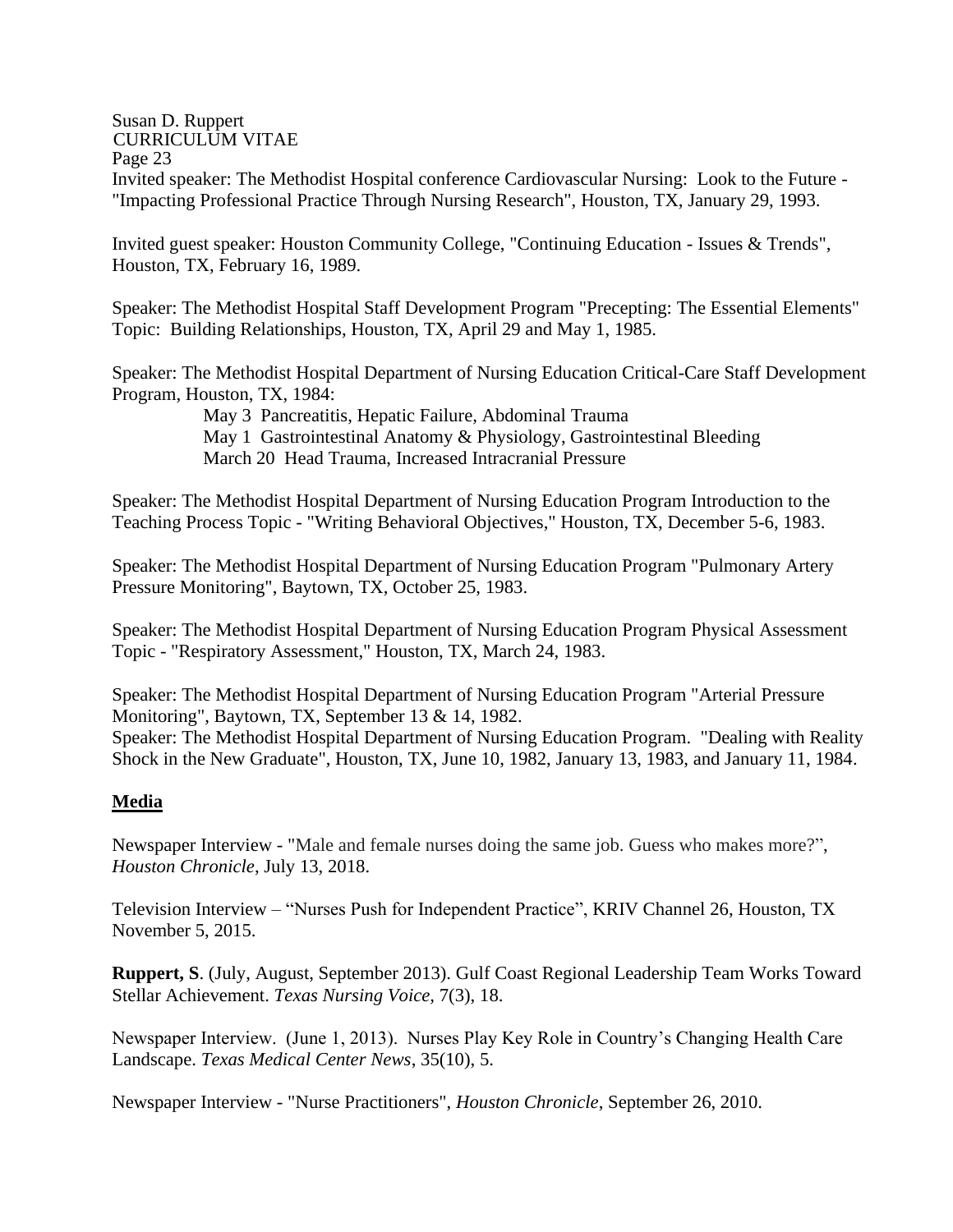Invited speaker: The Methodist Hospital conference Cardiovascular Nursing: Look to the Future - "Impacting Professional Practice Through Nursing Research", Houston, TX, January 29, 1993.

Invited guest speaker: Houston Community College, "Continuing Education - Issues & Trends", Houston, TX, February 16, 1989.

Speaker: The Methodist Hospital Staff Development Program "Precepting: The Essential Elements" Topic: Building Relationships, Houston, TX, April 29 and May 1, 1985.

Speaker: The Methodist Hospital Department of Nursing Education Critical-Care Staff Development Program, Houston, TX, 1984:

May 3 Pancreatitis, Hepatic Failure, Abdominal Trauma
May 1 Gastrointestinal Anatomy & Physiology, Gastrointestinal Bleeding
March 20 Head Trauma, Increased Intracranial Pressure

Speaker: The Methodist Hospital Department of Nursing Education Program Introduction to the Teaching Process Topic - "Writing Behavioral Objectives," Houston, TX, December 5-6, 1983.

Speaker: The Methodist Hospital Department of Nursing Education Program "Pulmonary Artery Pressure Monitoring", Baytown, TX, October 25, 1983.

Speaker: The Methodist Hospital Department of Nursing Education Program Physical Assessment Topic - "Respiratory Assessment," Houston, TX, March 24, 1983.

Speaker: The Methodist Hospital Department of Nursing Education Program "Arterial Pressure Monitoring", Baytown, TX, September 13 & 14, 1982.

Speaker: The Methodist Hospital Department of Nursing Education Program. "Dealing with Reality Shock in the New Graduate", Houston, TX, June 10, 1982, January 13, 1983, and January 11, 1984.

## Media

Newspaper Interview - "Male and female nurses doing the same job. Guess who makes more?", *Houston Chronicle*, July 13, 2018.

Television Interview – "Nurses Push for Independent Practice", KRIV Channel 26, Houston, TX November 5, 2015.

**Ruppert, S**. (July, August, September 2013). Gulf Coast Regional Leadership Team Works Toward Stellar Achievement. *Texas Nursing Voice,* 7(3), 18.

Newspaper Interview. (June 1, 2013). Nurses Play Key Role in Country's Changing Health Care Landscape. *Texas Medical Center News*, 35(10), 5.

Newspaper Interview - "Nurse Practitioners", *Houston Chronicle*, September 26, 2010.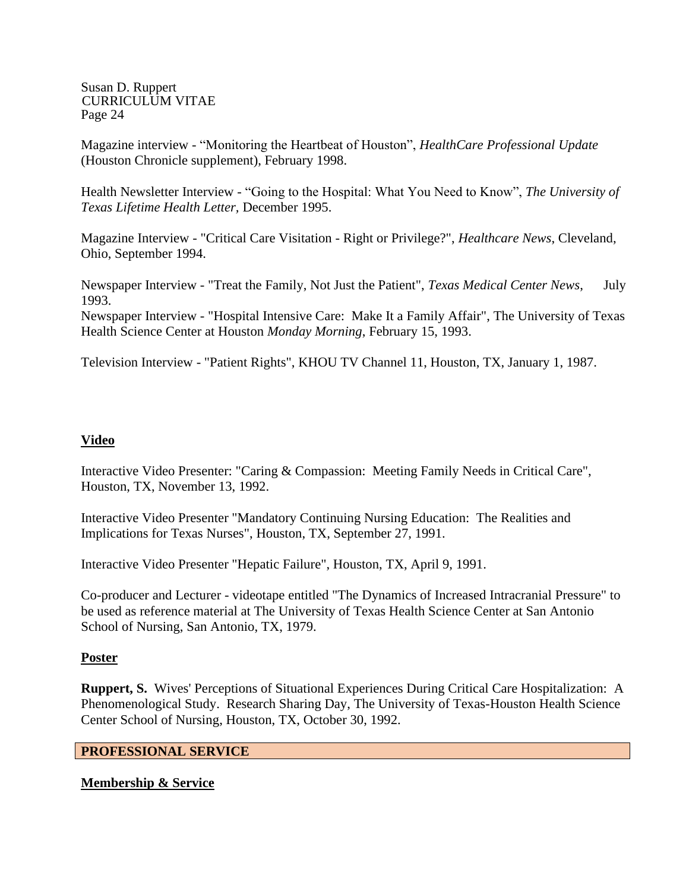Magazine interview - “Monitoring the Heartbeat of Houston”, *HealthCare Professional Update* (Houston Chronicle supplement), February 1998.

Health Newsletter Interview - “Going to the Hospital: What You Need to Know”, *The University of Texas Lifetime Health Letter,* December 1995.

Magazine Interview - "Critical Care Visitation - Right or Privilege?", *Healthcare News*, Cleveland, Ohio, September 1994.

Newspaper Interview - "Treat the Family, Not Just the Patient", *Texas Medical Center News*, July 1993.

Newspaper Interview - "Hospital Intensive Care: Make It a Family Affair", The University of Texas Health Science Center at Houston *Monday Morning*, February 15, 1993.

Television Interview - "Patient Rights", KHOU TV Channel 11, Houston, TX, January 1, 1987.

**Video**

Interactive Video Presenter: "Caring & Compassion: Meeting Family Needs in Critical Care", Houston, TX, November 13, 1992.

Interactive Video Presenter "Mandatory Continuing Nursing Education: The Realities and Implications for Texas Nurses", Houston, TX, September 27, 1991.

Interactive Video Presenter "Hepatic Failure", Houston, TX, April 9, 1991.

Co-producer and Lecturer - videotape entitled "The Dynamics of Increased Intracranial Pressure" to be used as reference material at The University of Texas Health Science Center at San Antonio School of Nursing, San Antonio, TX, 1979.

**Poster**

**Ruppert, S.** Wives' Perceptions of Situational Experiences During Critical Care Hospitalization: A Phenomenological Study. Research Sharing Day, The University of Texas-Houston Health Science Center School of Nursing, Houston, TX, October 30, 1992.

## PROFESSIONAL SERVICE

**Membership & Service**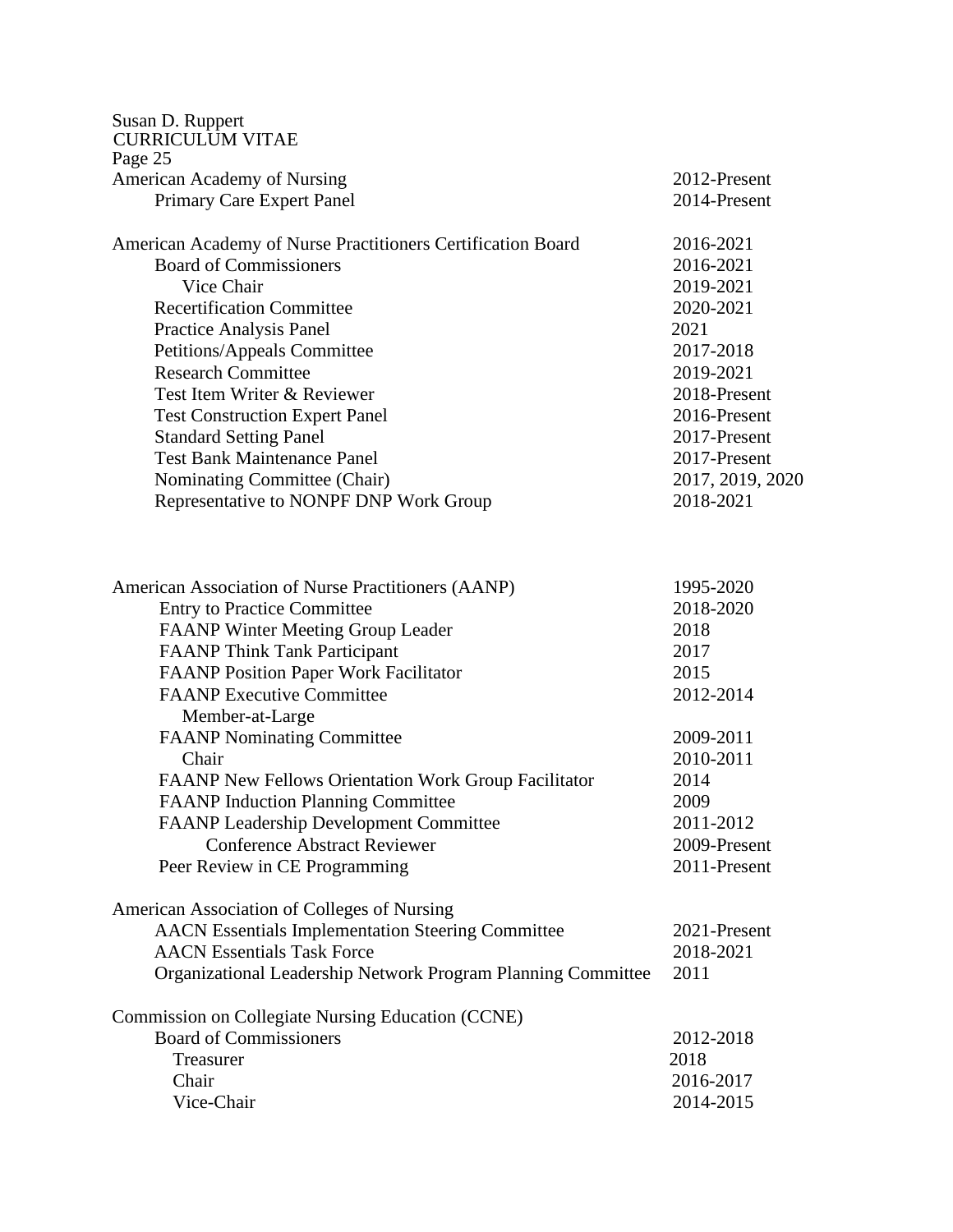| | |
|---|---|
| American Academy of Nursing | 2012-Present |
| Primary Care Expert Panel | 2014-Present |
| | |
| American Academy of Nurse Practitioners Certification Board | 2016-2021 |
| Board of Commissioners | 2016-2021 |
| Vice Chair | 2019-2021 |
| Recertification Committee | 2020-2021 |
| Practice Analysis Panel | 2021 |
| Petitions/Appeals Committee | 2017-2018 |
| Research Committee | 2019-2021 |
| Test Item Writer & Reviewer | 2018-Present |
| Test Construction Expert Panel | 2016-Present |
| Standard Setting Panel | 2017-Present |
| Test Bank Maintenance Panel | 2017-Present |
| Nominating Committee (Chair) | 2017, 2019, 2020 |
| Representative to NONPF DNP Work Group | 2018-2021 |
| | |
| American Association of Nurse Practitioners (AANP) | 1995-2020 |
| Entry to Practice Committee | 2018-2020 |
| FAANP Winter Meeting Group Leader | 2018 |
| FAANP Think Tank Participant | 2017 |
| FAANP Position Paper Work Facilitator | 2015 |
| FAANP Executive Committee Member-at-Large | 2012-2014 |
| FAANP Nominating Committee | 2009-2011 |
| Chair | 2010-2011 |
| FAANP New Fellows Orientation Work Group Facilitator | 2014 |
| FAANP Induction Planning Committee | 2009 |
| FAANP Leadership Development Committee | 2011-2012 |
| Conference Abstract Reviewer | 2009-Present |
| Peer Review in CE Programming | 2011-Present |
| | |
| American Association of Colleges of Nursing | |
| AACN Essentials Implementation Steering Committee | 2021-Present |
| AACN Essentials Task Force | 2018-2021 |
| Organizational Leadership Network Program Planning Committee | 2011 |
| | |
| Commission on Collegiate Nursing Education (CCNE) | |
| Board of Commissioners | 2012-2018 |
| Treasurer | 2018 |
| Chair | 2016-2017 |
| Vice-Chair | 2014-2015 |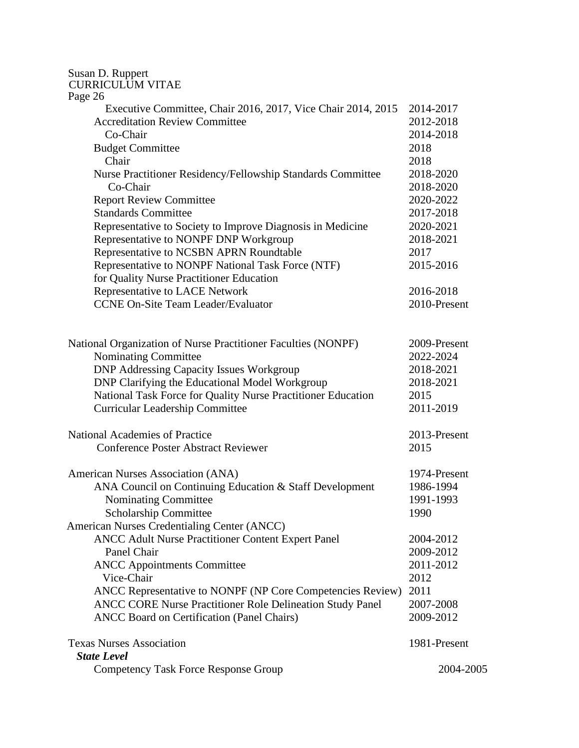| | |
|---|---|
| Executive Committee, Chair 2016, 2017, Vice Chair 2014, 2015 | 2014-2017 |
| Accreditation Review Committee | 2012-2018 |
| Co-Chair | 2014-2018 |
| Budget Committee | 2018 |
| Chair | 2018 |
| Nurse Practitioner Residency/Fellowship Standards Committee | 2018-2020 |
| Co-Chair | 2018-2020 |
| Report Review Committee | 2020-2022 |
| Standards Committee | 2017-2018 |
| Representative to Society to Improve Diagnosis in Medicine | 2020-2021 |
| Representative to NONPF DNP Workgroup | 2018-2021 |
| Representative to NCSBN APRN Roundtable | 2017 |
| Representative to NONPF National Task Force (NTF) for Quality Nurse Practitioner Education | 2015-2016 |
| Representative to LACE Network | 2016-2018 |
| CCNE On-Site Team Leader/Evaluator | 2010-Present |

| | |
|---|---|
| National Organization of Nurse Practitioner Faculties (NONPF) | 2009-Present |
| Nominating Committee | 2022-2024 |
| DNP Addressing Capacity Issues Workgroup | 2018-2021 |
| DNP Clarifying the Educational Model Workgroup | 2018-2021 |
| National Task Force for Quality Nurse Practitioner Education | 2015 |
| Curricular Leadership Committee | 2011-2019 |

| | |
|---|---|
| National Academies of Practice | 2013-Present |
| Conference Poster Abstract Reviewer | 2015 |

| | |
|---|---|
| American Nurses Association (ANA) | 1974-Present |
| ANA Council on Continuing Education & Staff Development | 1986-1994 |
| Nominating Committee | 1991-1993 |
| Scholarship Committee | 1990 |
| American Nurses Credentialing Center (ANCC) | |
| ANCC Adult Nurse Practitioner Content Expert Panel | 2004-2012 |
| Panel Chair | 2009-2012 |
| ANCC Appointments Committee | 2011-2012 |
| Vice-Chair | 2012 |
| ANCC Representative to NONPF (NP Core Competencies Review) | 2011 |
| ANCC CORE Nurse Practitioner Role Delineation Study Panel | 2007-2008 |
| ANCC Board on Certification (Panel Chairs) | 2009-2012 |

| | |
|---|---|
| Texas Nurses Association | 1981-Present |
| ***State Level*** | |
| Competency Task Force Response Group | 2004-2005 |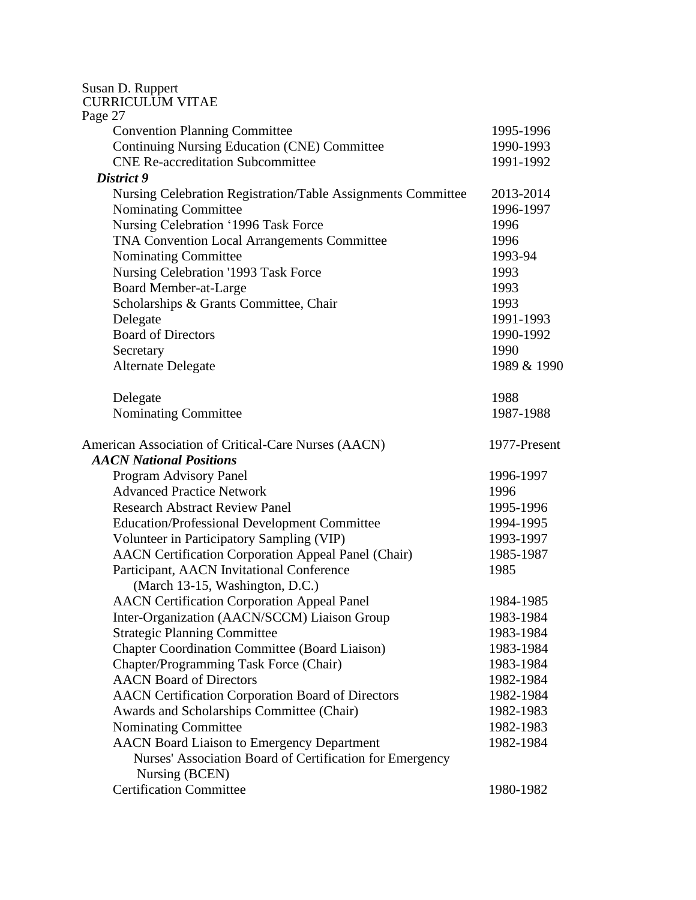| | |
|---|---|
| Convention Planning Committee | 1995-1996 |
| Continuing Nursing Education (CNE) Committee | 1990-1993 |
| CNE Re-accreditation Subcommittee | 1991-1992 |

***District 9***

| | |
|---|---|
| Nursing Celebration Registration/Table Assignments Committee | 2013-2014 |
| Nominating Committee | 1996-1997 |
| Nursing Celebration '1996 Task Force | 1996 |
| TNA Convention Local Arrangements Committee | 1996 |
| Nominating Committee | 1993-94 |
| Nursing Celebration '1993 Task Force | 1993 |
| Board Member-at-Large | 1993 |
| Scholarships & Grants Committee, Chair | 1993 |
| Delegate | 1991-1993 |
| Board of Directors | 1990-1992 |
| Secretary | 1990 |
| Alternate Delegate | 1989 & 1990 |
| Delegate | 1988 |
| Nominating Committee | 1987-1988 |

American Association of Critical-Care Nurses (AACN) 1977-Present

***AACN National Positions***

| | |
|---|---|
| Program Advisory Panel | 1996-1997 |
| Advanced Practice Network | 1996 |
| Research Abstract Review Panel | 1995-1996 |
| Education/Professional Development Committee | 1994-1995 |
| Volunteer in Participatory Sampling (VIP) | 1993-1997 |
| AACN Certification Corporation Appeal Panel (Chair) | 1985-1987 |
| Participant, AACN Invitational Conference (March 13-15, Washington, D.C.) | 1985 |
| AACN Certification Corporation Appeal Panel | 1984-1985 |
| Inter-Organization (AACN/SCCM) Liaison Group | 1983-1984 |
| Strategic Planning Committee | 1983-1984 |
| Chapter Coordination Committee (Board Liaison) | 1983-1984 |
| Chapter/Programming Task Force (Chair) | 1983-1984 |
| AACN Board of Directors | 1982-1984 |
| AACN Certification Corporation Board of Directors | 1982-1984 |
| Awards and Scholarships Committee (Chair) | 1982-1983 |
| Nominating Committee | 1982-1983 |
| AACN Board Liaison to Emergency Department Nurses' Association Board of Certification for Emergency Nursing (BCEN) | 1982-1984 |
| Certification Committee | 1980-1982 |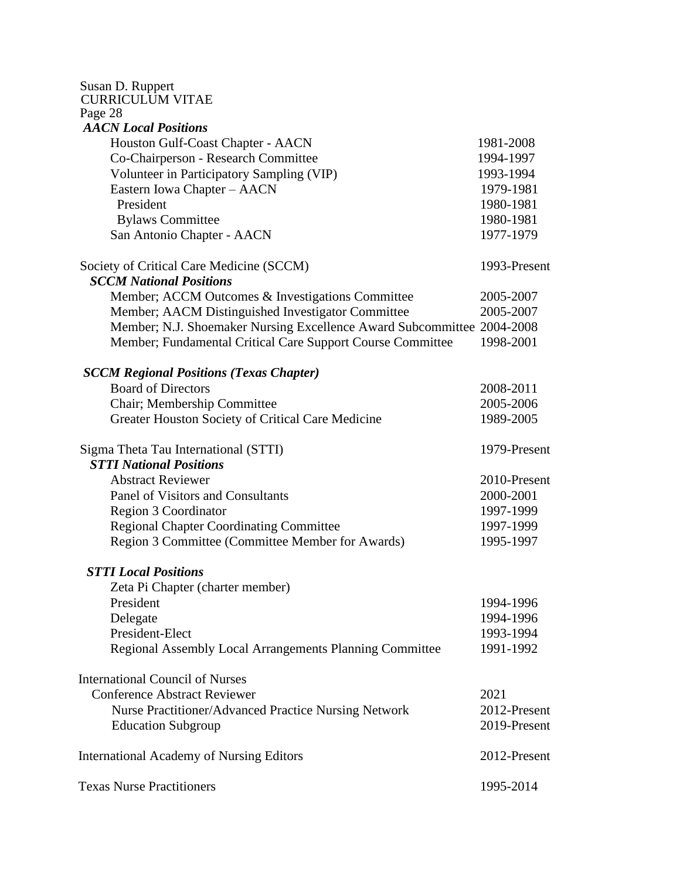***AACN Local Positions***

| | |
|---|---|
| Houston Gulf-Coast Chapter - AACN | 1981-2008 |
| Co-Chairperson - Research Committee | 1994-1997 |
| Volunteer in Participatory Sampling (VIP) | 1993-1994 |
| Eastern Iowa Chapter – AACN | 1979-1981 |
| President | 1980-1981 |
| Bylaws Committee | 1980-1981 |
| San Antonio Chapter - AACN | 1977-1979 |

Society of Critical Care Medicine (SCCM) 1993-Present

***SCCM National Positions***

| | |
|---|---|
| Member; ACCM Outcomes & Investigations Committee | 2005-2007 |
| Member; AACM Distinguished Investigator Committee | 2005-2007 |
| Member; N.J. Shoemaker Nursing Excellence Award Subcommittee | 2004-2008 |
| Member; Fundamental Critical Care Support Course Committee | 1998-2001 |

***SCCM Regional Positions (Texas Chapter)***

| | |
|---|---|
| Board of Directors | 2008-2011 |
| Chair; Membership Committee | 2005-2006 |
| Greater Houston Society of Critical Care Medicine | 1989-2005 |

Sigma Theta Tau International (STTI) 1979-Present

***STTI National Positions***

| | |
|---|---|
| Abstract Reviewer | 2010-Present |
| Panel of Visitors and Consultants | 2000-2001 |
| Region 3 Coordinator | 1997-1999 |
| Regional Chapter Coordinating Committee | 1997-1999 |
| Region 3 Committee (Committee Member for Awards) | 1995-1997 |

***STTI Local Positions***

Zeta Pi Chapter (charter member)

| | |
|---|---|
| President | 1994-1996 |
| Delegate | 1994-1996 |
| President-Elect | 1993-1994 |
| Regional Assembly Local Arrangements Planning Committee | 1991-1992 |

International Council of Nurses

| | |
|---|---|
| Conference Abstract Reviewer | 2021 |
| Nurse Practitioner/Advanced Practice Nursing Network | 2012-Present |
| Education Subgroup | 2019-Present |

International Academy of Nursing Editors 2012-Present

Texas Nurse Practitioners 1995-2014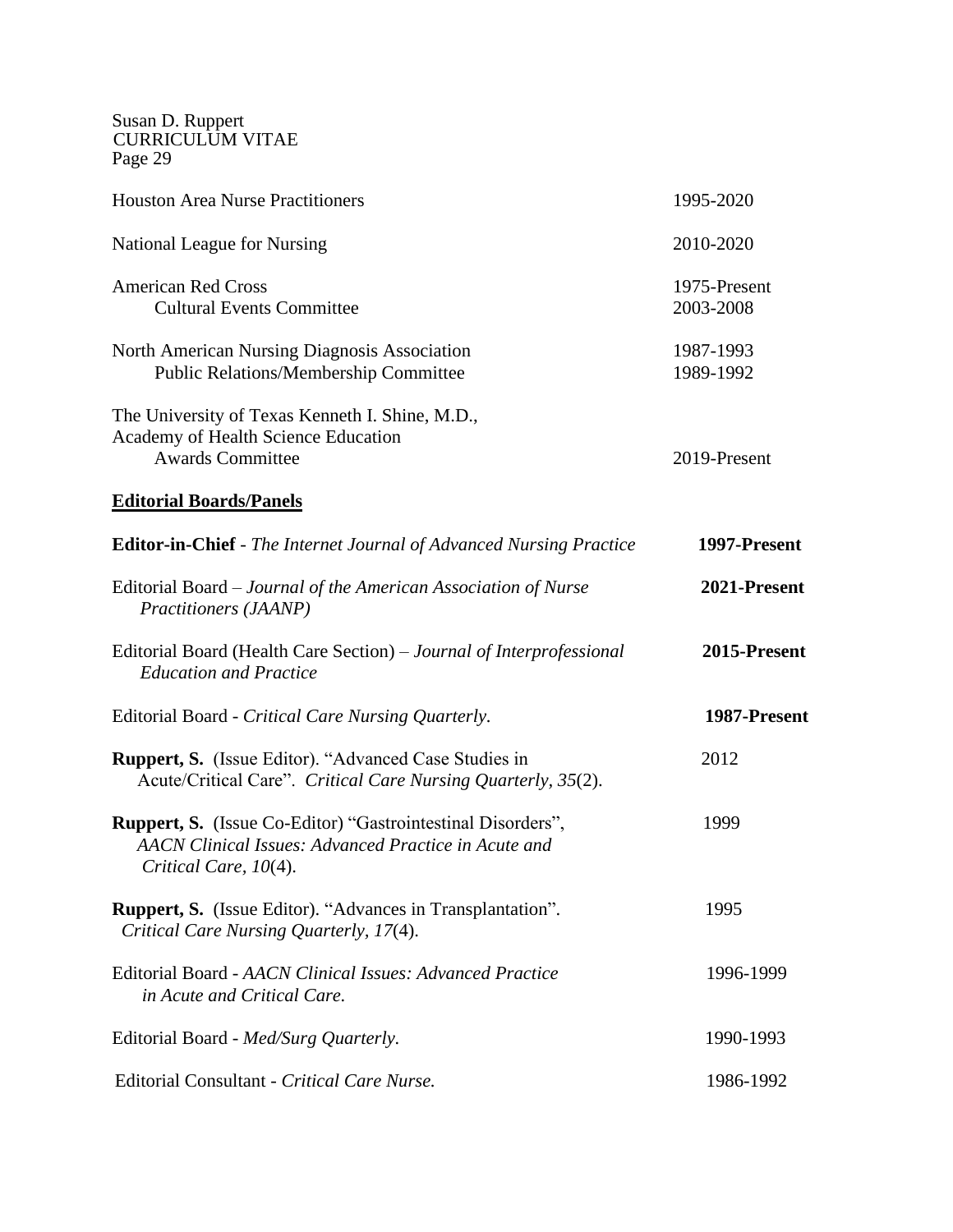Houston Area Nurse Practitioners 1995-2020

National League for Nursing 2010-2020

American Red Cross 1975-Present
Cultural Events Committee 2003-2008

North American Nursing Diagnosis Association 1987-1993
Public Relations/Membership Committee 1989-1992

The University of Texas Kenneth I. Shine, M.D.,
Academy of Health Science Education
Awards Committee 2019-Present

## Editorial Boards/Panels

**Editor-in-Chief** - *The Internet Journal of Advanced Nursing Practice* **1997-Present**

Editorial Board – *Journal of the American Association of Nurse Practitioners (JAANP)* **2021-Present**

Editorial Board (Health Care Section) – *Journal of Interprofessional Education and Practice* **2015-Present**

Editorial Board - *Critical Care Nursing Quarterly.* **1987-Present**

**Ruppert, S.** (Issue Editor). "Advanced Case Studies in Acute/Critical Care". *Critical Care Nursing Quarterly, 35*(2). 2012

**Ruppert, S.** (Issue Co-Editor) "Gastrointestinal Disorders", *AACN Clinical Issues: Advanced Practice in Acute and Critical Care, 10*(4). 1999

**Ruppert, S.** (Issue Editor). "Advances in Transplantation". *Critical Care Nursing Quarterly, 17*(4). 1995

Editorial Board - *AACN Clinical Issues: Advanced Practice in Acute and Critical Care.* 1996-1999

Editorial Board - *Med/Surg Quarterly.* 1990-1993

Editorial Consultant - *Critical Care Nurse.* 1986-1992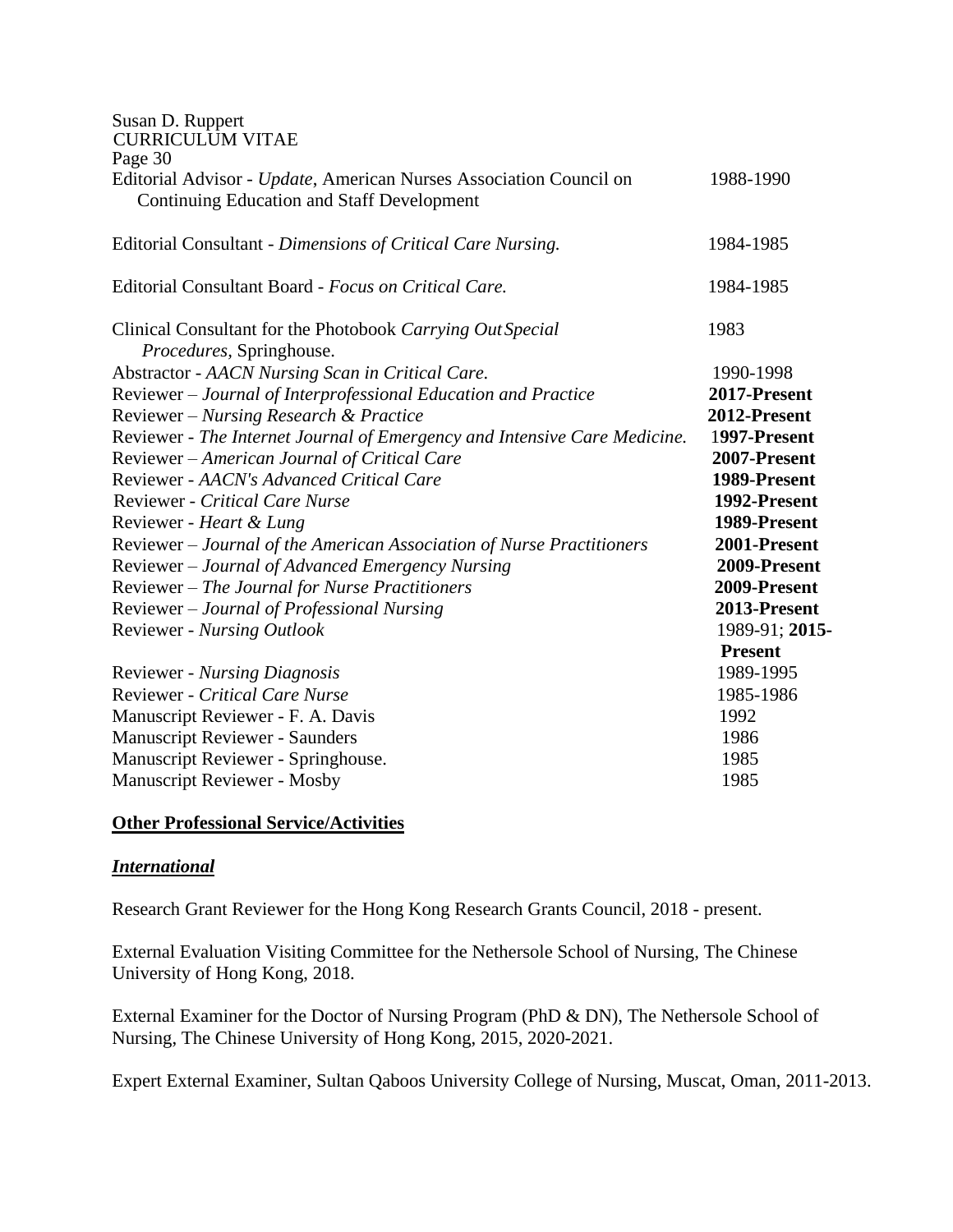| | |
|---|---|
| Editorial Advisor - *Update*, American Nurses Association Council on Continuing Education and Staff Development | 1988-1990 |
| Editorial Consultant - *Dimensions of Critical Care Nursing.* | 1984-1985 |
| Editorial Consultant Board - *Focus on Critical Care.* | 1984-1985 |
| Clinical Consultant for the Photobook *Carrying Out Special Procedures*, Springhouse. | 1983 |
| Abstractor - *AACN Nursing Scan in Critical Care.* | 1990-1998 |
| Reviewer – *Journal of Interprofessional Education and Practice* | **2017-Present** |
| Reviewer – *Nursing Research & Practice* | **2012-Present** |
| Reviewer - *The Internet Journal of Emergency and Intensive Care Medicine.* | 1**997-Present** |
| Reviewer – *American Journal of Critical Care* | **2007-Present** |
| Reviewer - *AACN's Advanced Critical Care* | **1989-Present** |
| Reviewer - *Critical Care Nurse* | **1992-Present** |
| Reviewer - *Heart & Lung* | **1989-Present** |
| Reviewer – *Journal of the American Association of Nurse Practitioners* | **2001-Present** |
| Reviewer – *Journal of Advanced Emergency Nursing* | **2009-Present** |
| Reviewer – *The Journal for Nurse Practitioners* | **2009-Present** |
| Reviewer – *Journal of Professional Nursing* | **2013-Present** |
| Reviewer - *Nursing Outlook* | 1989-91; **2015-Present** |
| Reviewer - *Nursing Diagnosis* | 1989-1995 |
| Reviewer - *Critical Care Nurse* | 1985-1986 |
| Manuscript Reviewer - F. A. Davis | 1992 |
| Manuscript Reviewer - Saunders | 1986 |
| Manuscript Reviewer - Springhouse. | 1985 |
| Manuscript Reviewer - Mosby | 1985 |

## **Other Professional Service/Activities**

### ***International***

Research Grant Reviewer for the Hong Kong Research Grants Council, 2018 - present.

External Evaluation Visiting Committee for the Nethersole School of Nursing, The Chinese University of Hong Kong, 2018.

External Examiner for the Doctor of Nursing Program (PhD & DN), The Nethersole School of Nursing, The Chinese University of Hong Kong, 2015, 2020-2021.

Expert External Examiner, Sultan Qaboos University College of Nursing, Muscat, Oman, 2011-2013.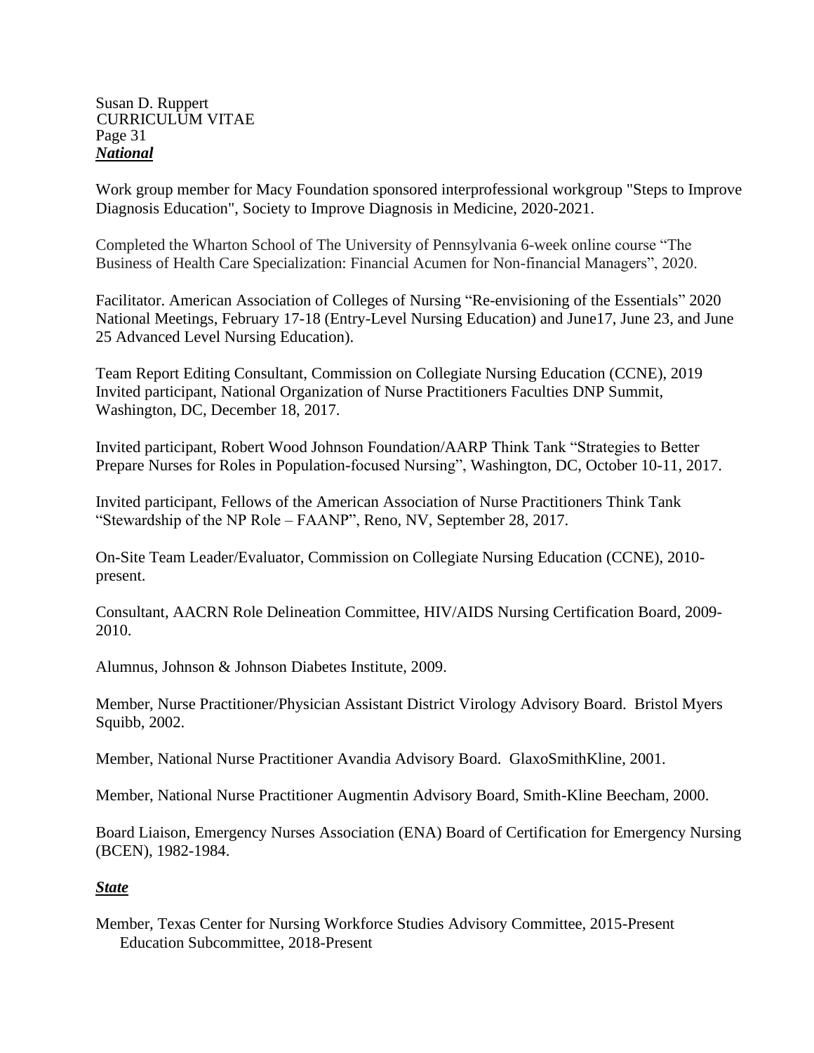***National***

Work group member for Macy Foundation sponsored interprofessional workgroup "Steps to Improve Diagnosis Education", Society to Improve Diagnosis in Medicine, 2020-2021.

Completed the Wharton School of The University of Pennsylvania 6-week online course “The Business of Health Care Specialization: Financial Acumen for Non-financial Managers”, 2020.

Facilitator. American Association of Colleges of Nursing “Re-envisioning of the Essentials” 2020 National Meetings, February 17-18 (Entry-Level Nursing Education) and June17, June 23, and June 25 Advanced Level Nursing Education).

Team Report Editing Consultant, Commission on Collegiate Nursing Education (CCNE), 2019
Invited participant, National Organization of Nurse Practitioners Faculties DNP Summit, Washington, DC, December 18, 2017.

Invited participant, Robert Wood Johnson Foundation/AARP Think Tank “Strategies to Better Prepare Nurses for Roles in Population-focused Nursing”, Washington, DC, October 10-11, 2017.

Invited participant, Fellows of the American Association of Nurse Practitioners Think Tank “Stewardship of the NP Role – FAANP”, Reno, NV, September 28, 2017.

On-Site Team Leader/Evaluator, Commission on Collegiate Nursing Education (CCNE), 2010-present.

Consultant, AACRN Role Delineation Committee, HIV/AIDS Nursing Certification Board, 2009-2010.

Alumnus, Johnson & Johnson Diabetes Institute, 2009.

Member, Nurse Practitioner/Physician Assistant District Virology Advisory Board. Bristol Myers Squibb, 2002.

Member, National Nurse Practitioner Avandia Advisory Board. GlaxoSmithKline, 2001.

Member, National Nurse Practitioner Augmentin Advisory Board, Smith-Kline Beecham, 2000.

Board Liaison, Emergency Nurses Association (ENA) Board of Certification for Emergency Nursing (BCEN), 1982-1984.

***State***

Member, Texas Center for Nursing Workforce Studies Advisory Committee, 2015-Present
  Education Subcommittee, 2018-Present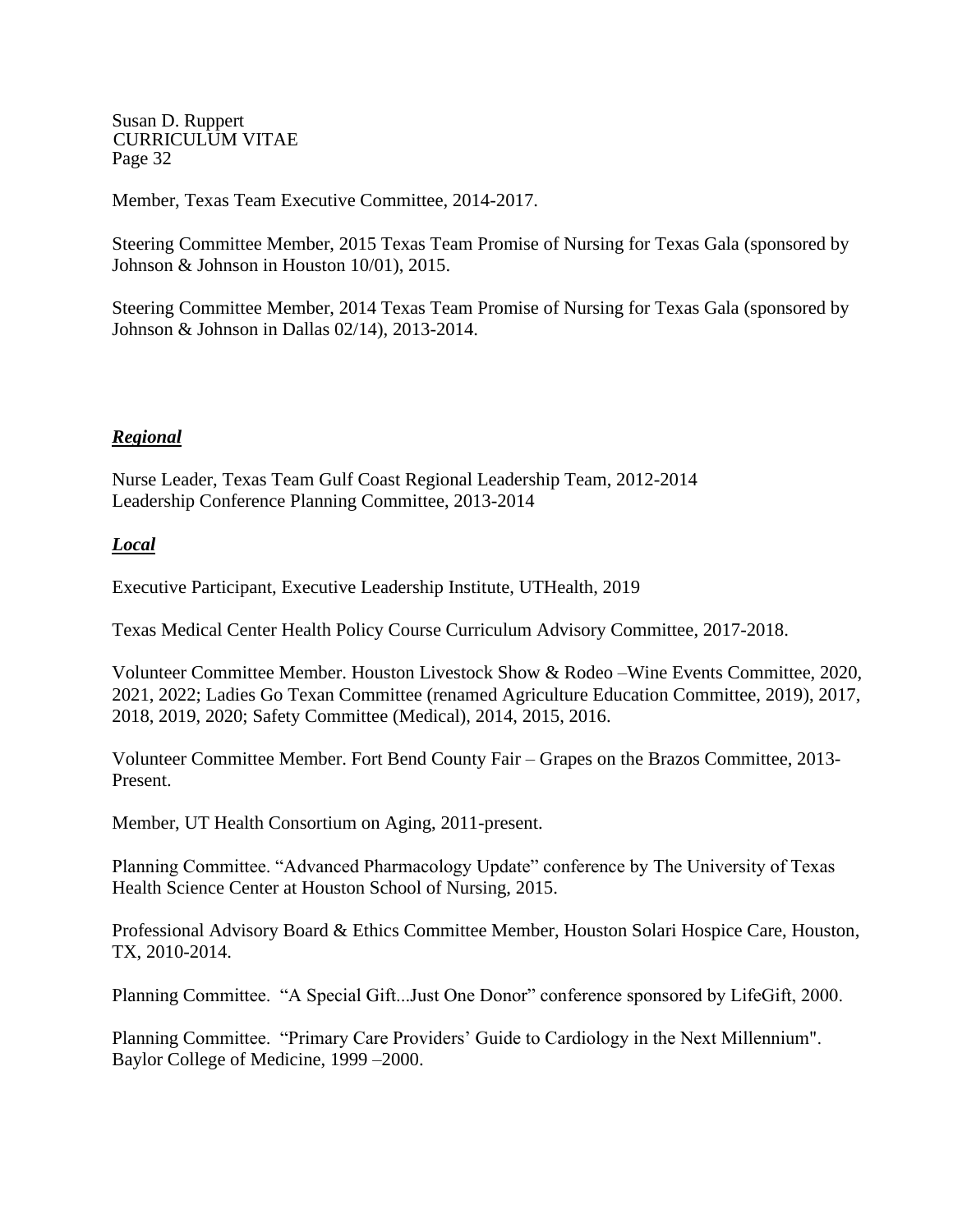Member, Texas Team Executive Committee, 2014-2017.

Steering Committee Member, 2015 Texas Team Promise of Nursing for Texas Gala (sponsored by Johnson & Johnson in Houston 10/01), 2015.

Steering Committee Member, 2014 Texas Team Promise of Nursing for Texas Gala (sponsored by Johnson & Johnson in Dallas 02/14), 2013-2014.

***Regional***

Nurse Leader, Texas Team Gulf Coast Regional Leadership Team, 2012-2014
Leadership Conference Planning Committee, 2013-2014

***Local***

Executive Participant, Executive Leadership Institute, UTHealth, 2019

Texas Medical Center Health Policy Course Curriculum Advisory Committee, 2017-2018.

Volunteer Committee Member. Houston Livestock Show & Rodeo –Wine Events Committee, 2020, 2021, 2022; Ladies Go Texan Committee (renamed Agriculture Education Committee, 2019), 2017, 2018, 2019, 2020; Safety Committee (Medical), 2014, 2015, 2016.

Volunteer Committee Member. Fort Bend County Fair – Grapes on the Brazos Committee, 2013-Present.

Member, UT Health Consortium on Aging, 2011-present.

Planning Committee. "Advanced Pharmacology Update" conference by The University of Texas Health Science Center at Houston School of Nursing, 2015.

Professional Advisory Board & Ethics Committee Member, Houston Solari Hospice Care, Houston, TX, 2010-2014.

Planning Committee. "A Special Gift...Just One Donor" conference sponsored by LifeGift, 2000.

Planning Committee. "Primary Care Providers' Guide to Cardiology in the Next Millennium". Baylor College of Medicine, 1999 –2000.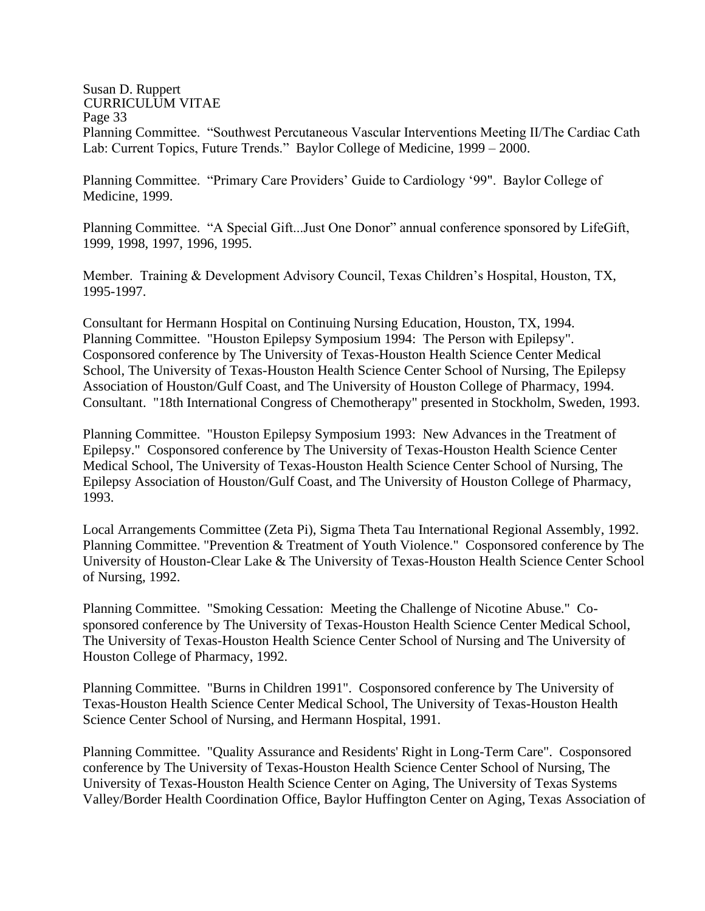Planning Committee. "Southwest Percutaneous Vascular Interventions Meeting II/The Cardiac Cath Lab: Current Topics, Future Trends." Baylor College of Medicine, 1999 – 2000.

Planning Committee. "Primary Care Providers' Guide to Cardiology '99". Baylor College of Medicine, 1999.

Planning Committee. "A Special Gift...Just One Donor" annual conference sponsored by LifeGift, 1999, 1998, 1997, 1996, 1995.

Member. Training & Development Advisory Council, Texas Children's Hospital, Houston, TX, 1995-1997.

Consultant for Hermann Hospital on Continuing Nursing Education, Houston, TX, 1994.
Planning Committee. "Houston Epilepsy Symposium 1994: The Person with Epilepsy". Cosponsored conference by The University of Texas-Houston Health Science Center Medical School, The University of Texas-Houston Health Science Center School of Nursing, The Epilepsy Association of Houston/Gulf Coast, and The University of Houston College of Pharmacy, 1994.
Consultant. "18th International Congress of Chemotherapy" presented in Stockholm, Sweden, 1993.

Planning Committee. "Houston Epilepsy Symposium 1993: New Advances in the Treatment of Epilepsy." Cosponsored conference by The University of Texas-Houston Health Science Center Medical School, The University of Texas-Houston Health Science Center School of Nursing, The Epilepsy Association of Houston/Gulf Coast, and The University of Houston College of Pharmacy, 1993.

Local Arrangements Committee (Zeta Pi), Sigma Theta Tau International Regional Assembly, 1992.
Planning Committee. "Prevention & Treatment of Youth Violence." Cosponsored conference by The University of Houston-Clear Lake & The University of Texas-Houston Health Science Center School of Nursing, 1992.

Planning Committee. "Smoking Cessation: Meeting the Challenge of Nicotine Abuse." Co-sponsored conference by The University of Texas-Houston Health Science Center Medical School, The University of Texas-Houston Health Science Center School of Nursing and The University of Houston College of Pharmacy, 1992.

Planning Committee. "Burns in Children 1991". Cosponsored conference by The University of Texas-Houston Health Science Center Medical School, The University of Texas-Houston Health Science Center School of Nursing, and Hermann Hospital, 1991.

Planning Committee. "Quality Assurance and Residents' Right in Long-Term Care". Cosponsored conference by The University of Texas-Houston Health Science Center School of Nursing, The University of Texas-Houston Health Science Center on Aging, The University of Texas Systems Valley/Border Health Coordination Office, Baylor Huffington Center on Aging, Texas Association of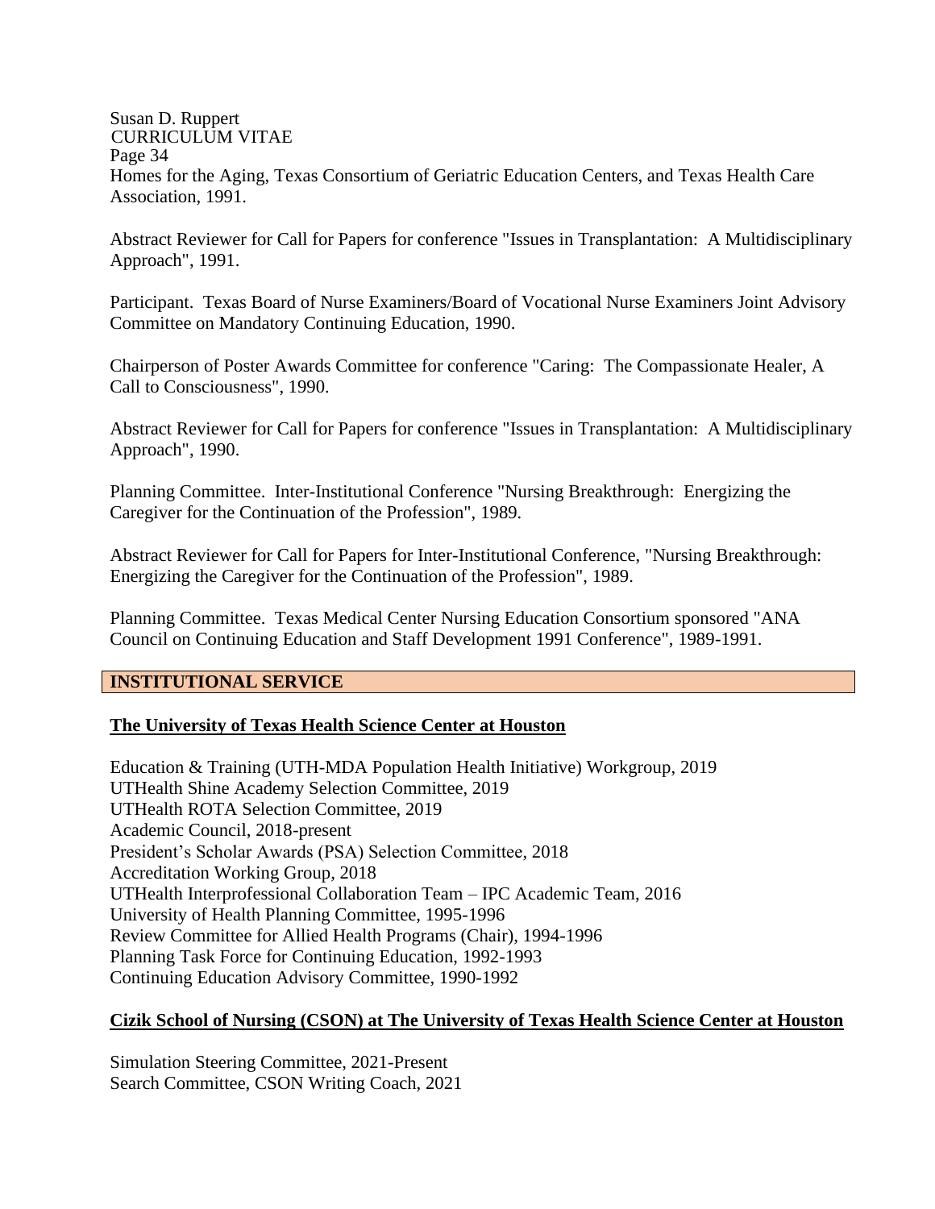Homes for the Aging, Texas Consortium of Geriatric Education Centers, and Texas Health Care Association, 1991.

Abstract Reviewer for Call for Papers for conference "Issues in Transplantation: A Multidisciplinary Approach", 1991.

Participant. Texas Board of Nurse Examiners/Board of Vocational Nurse Examiners Joint Advisory Committee on Mandatory Continuing Education, 1990.

Chairperson of Poster Awards Committee for conference "Caring: The Compassionate Healer, A Call to Consciousness", 1990.

Abstract Reviewer for Call for Papers for conference "Issues in Transplantation: A Multidisciplinary Approach", 1990.

Planning Committee. Inter-Institutional Conference "Nursing Breakthrough: Energizing the Caregiver for the Continuation of the Profession", 1989.

Abstract Reviewer for Call for Papers for Inter-Institutional Conference, "Nursing Breakthrough: Energizing the Caregiver for the Continuation of the Profession", 1989.

Planning Committee. Texas Medical Center Nursing Education Consortium sponsored "ANA Council on Continuing Education and Staff Development 1991 Conference", 1989-1991.

## INSTITUTIONAL SERVICE

### The University of Texas Health Science Center at Houston

Education & Training (UTH-MDA Population Health Initiative) Workgroup, 2019
UTHealth Shine Academy Selection Committee, 2019
UTHealth ROTA Selection Committee, 2019
Academic Council, 2018-present
President's Scholar Awards (PSA) Selection Committee, 2018
Accreditation Working Group, 2018
UTHealth Interprofessional Collaboration Team – IPC Academic Team, 2016
University of Health Planning Committee, 1995-1996
Review Committee for Allied Health Programs (Chair), 1994-1996
Planning Task Force for Continuing Education, 1992-1993
Continuing Education Advisory Committee, 1990-1992

### Cizik School of Nursing (CSON) at The University of Texas Health Science Center at Houston

Simulation Steering Committee, 2021-Present
Search Committee, CSON Writing Coach, 2021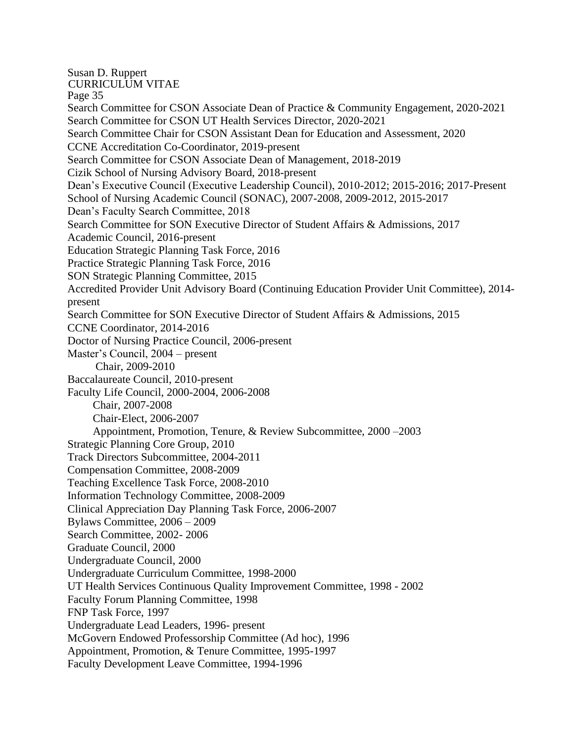Search Committee for CSON Associate Dean of Practice & Community Engagement, 2020-2021
Search Committee for CSON UT Health Services Director, 2020-2021
Search Committee Chair for CSON Assistant Dean for Education and Assessment, 2020
CCNE Accreditation Co-Coordinator, 2019-present
Search Committee for CSON Associate Dean of Management, 2018-2019
Cizik School of Nursing Advisory Board, 2018-present
Dean's Executive Council (Executive Leadership Council), 2010-2012; 2015-2016; 2017-Present
School of Nursing Academic Council (SONAC), 2007-2008, 2009-2012, 2015-2017
Dean's Faculty Search Committee, 2018
Search Committee for SON Executive Director of Student Affairs & Admissions, 2017
Academic Council, 2016-present
Education Strategic Planning Task Force, 2016
Practice Strategic Planning Task Force, 2016
SON Strategic Planning Committee, 2015
Accredited Provider Unit Advisory Board (Continuing Education Provider Unit Committee), 2014-present
Search Committee for SON Executive Director of Student Affairs & Admissions, 2015
CCNE Coordinator, 2014-2016
Doctor of Nursing Practice Council, 2006-present
Master's Council, 2004 – present
- Chair, 2009-2010

Baccalaureate Council, 2010-present
Faculty Life Council, 2000-2004, 2006-2008
- Chair, 2007-2008
- Chair-Elect, 2006-2007
- Appointment, Promotion, Tenure, & Review Subcommittee, 2000 –2003

Strategic Planning Core Group, 2010
Track Directors Subcommittee, 2004-2011
Compensation Committee, 2008-2009
Teaching Excellence Task Force, 2008-2010
Information Technology Committee, 2008-2009
Clinical Appreciation Day Planning Task Force, 2006-2007
Bylaws Committee, 2006 – 2009
Search Committee, 2002- 2006
Graduate Council, 2000
Undergraduate Council, 2000
Undergraduate Curriculum Committee, 1998-2000
UT Health Services Continuous Quality Improvement Committee, 1998 - 2002
Faculty Forum Planning Committee, 1998
FNP Task Force, 1997
Undergraduate Lead Leaders, 1996- present
McGovern Endowed Professorship Committee (Ad hoc), 1996
Appointment, Promotion, & Tenure Committee, 1995-1997
Faculty Development Leave Committee, 1994-1996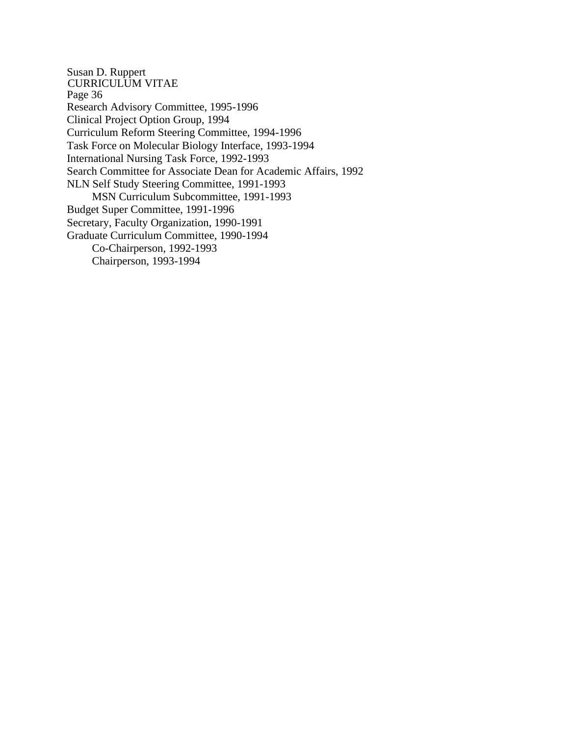Research Advisory Committee, 1995-1996
Clinical Project Option Group, 1994
Curriculum Reform Steering Committee, 1994-1996
Task Force on Molecular Biology Interface, 1993-1994
International Nursing Task Force, 1992-1993
Search Committee for Associate Dean for Academic Affairs, 1992
NLN Self Study Steering Committee, 1991-1993
- MSN Curriculum Subcommittee, 1991-1993

Budget Super Committee, 1991-1996
Secretary, Faculty Organization, 1990-1991
Graduate Curriculum Committee, 1990-1994
- Co-Chairperson, 1992-1993
- Chairperson, 1993-1994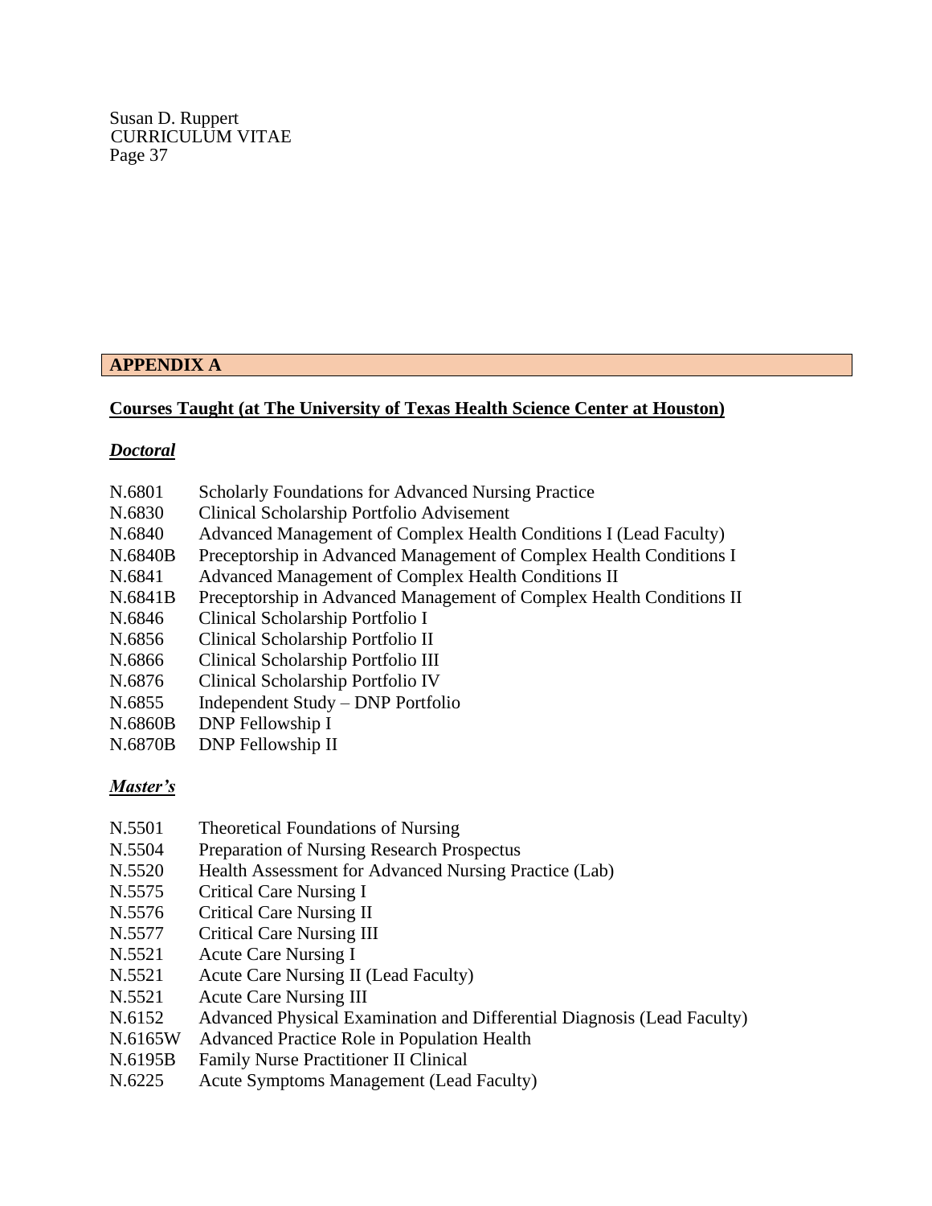## APPENDIX A

**Courses Taught (at The University of Texas Health Science Center at Houston)**

***Doctoral***

N.6801 Scholarly Foundations for Advanced Nursing Practice
N.6830 Clinical Scholarship Portfolio Advisement
N.6840 Advanced Management of Complex Health Conditions I (Lead Faculty)
N.6840B Preceptorship in Advanced Management of Complex Health Conditions I
N.6841 Advanced Management of Complex Health Conditions II
N.6841B Preceptorship in Advanced Management of Complex Health Conditions II
N.6846 Clinical Scholarship Portfolio I
N.6856 Clinical Scholarship Portfolio II
N.6866 Clinical Scholarship Portfolio III
N.6876 Clinical Scholarship Portfolio IV
N.6855 Independent Study – DNP Portfolio
N.6860B DNP Fellowship I
N.6870B DNP Fellowship II

***Master's***

N.5501 Theoretical Foundations of Nursing
N.5504 Preparation of Nursing Research Prospectus
N.5520 Health Assessment for Advanced Nursing Practice (Lab)
N.5575 Critical Care Nursing I
N.5576 Critical Care Nursing II
N.5577 Critical Care Nursing III
N.5521 Acute Care Nursing I
N.5521 Acute Care Nursing II (Lead Faculty)
N.5521 Acute Care Nursing III
N.6152 Advanced Physical Examination and Differential Diagnosis (Lead Faculty)
N.6165W Advanced Practice Role in Population Health
N.6195B Family Nurse Practitioner II Clinical
N.6225 Acute Symptoms Management (Lead Faculty)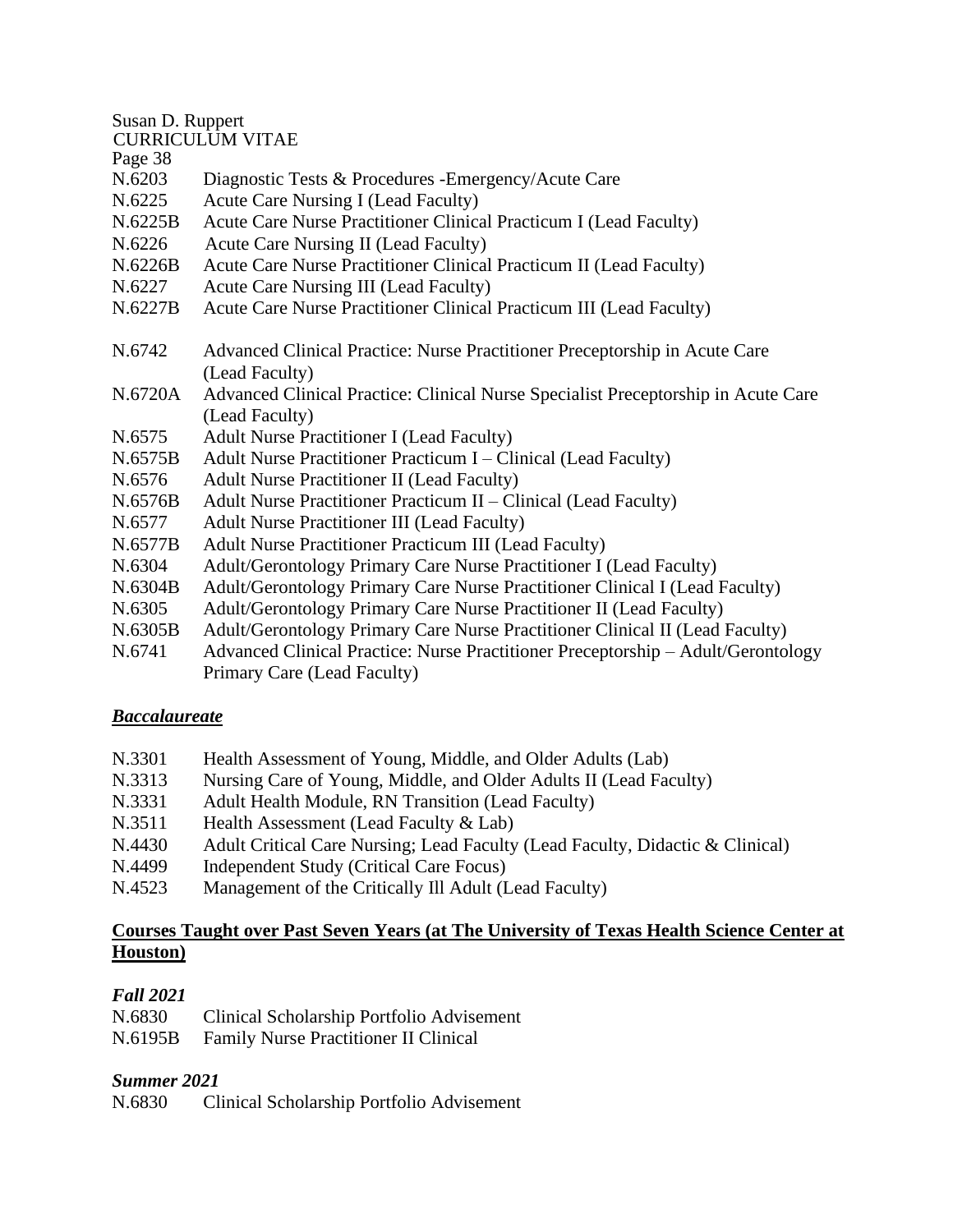N.6203 Diagnostic Tests & Procedures -Emergency/Acute Care
N.6225 Acute Care Nursing I (Lead Faculty)
N.6225B Acute Care Nurse Practitioner Clinical Practicum I (Lead Faculty)
N.6226 Acute Care Nursing II (Lead Faculty)
N.6226B Acute Care Nurse Practitioner Clinical Practicum II (Lead Faculty)
N.6227 Acute Care Nursing III (Lead Faculty)
N.6227B Acute Care Nurse Practitioner Clinical Practicum III (Lead Faculty)

N.6742 Advanced Clinical Practice: Nurse Practitioner Preceptorship in Acute Care (Lead Faculty)
N.6720A Advanced Clinical Practice: Clinical Nurse Specialist Preceptorship in Acute Care (Lead Faculty)
N.6575 Adult Nurse Practitioner I (Lead Faculty)
N.6575B Adult Nurse Practitioner Practicum I – Clinical (Lead Faculty)
N.6576 Adult Nurse Practitioner II (Lead Faculty)
N.6576B Adult Nurse Practitioner Practicum II – Clinical (Lead Faculty)
N.6577 Adult Nurse Practitioner III (Lead Faculty)
N.6577B Adult Nurse Practitioner Practicum III (Lead Faculty)
N.6304 Adult/Gerontology Primary Care Nurse Practitioner I (Lead Faculty)
N.6304B Adult/Gerontology Primary Care Nurse Practitioner Clinical I (Lead Faculty)
N.6305 Adult/Gerontology Primary Care Nurse Practitioner II (Lead Faculty)
N.6305B Adult/Gerontology Primary Care Nurse Practitioner Clinical II (Lead Faculty)
N.6741 Advanced Clinical Practice: Nurse Practitioner Preceptorship – Adult/Gerontology Primary Care (Lead Faculty)

***Baccalaureate***

N.3301 Health Assessment of Young, Middle, and Older Adults (Lab)
N.3313 Nursing Care of Young, Middle, and Older Adults II (Lead Faculty)
N.3331 Adult Health Module, RN Transition (Lead Faculty)
N.3511 Health Assessment (Lead Faculty & Lab)
N.4430 Adult Critical Care Nursing; Lead Faculty (Lead Faculty, Didactic & Clinical)
N.4499 Independent Study (Critical Care Focus)
N.4523 Management of the Critically Ill Adult (Lead Faculty)

**Courses Taught over Past Seven Years (at The University of Texas Health Science Center at Houston)**

***Fall 2021***
N.6830 Clinical Scholarship Portfolio Advisement
N.6195B Family Nurse Practitioner II Clinical

***Summer 2021***
N.6830 Clinical Scholarship Portfolio Advisement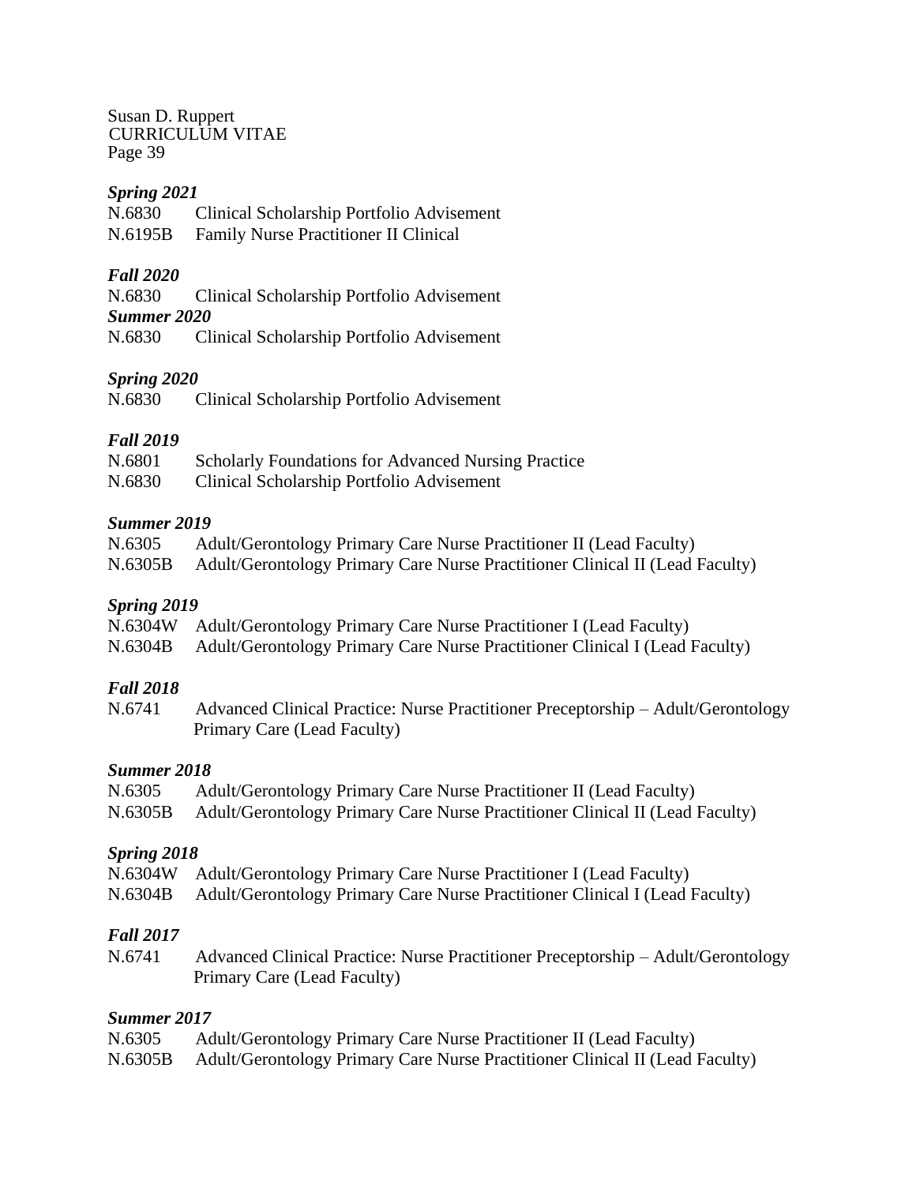*Spring 2021*

N.6830 Clinical Scholarship Portfolio Advisement
N.6195B Family Nurse Practitioner II Clinical

*Fall 2020*

N.6830 Clinical Scholarship Portfolio Advisement

*Summer 2020*

N.6830 Clinical Scholarship Portfolio Advisement

*Spring 2020*

N.6830 Clinical Scholarship Portfolio Advisement

*Fall 2019*

N.6801 Scholarly Foundations for Advanced Nursing Practice
N.6830 Clinical Scholarship Portfolio Advisement

*Summer 2019*

N.6305 Adult/Gerontology Primary Care Nurse Practitioner II (Lead Faculty)
N.6305B Adult/Gerontology Primary Care Nurse Practitioner Clinical II (Lead Faculty)

*Spring 2019*

N.6304W Adult/Gerontology Primary Care Nurse Practitioner I (Lead Faculty)
N.6304B Adult/Gerontology Primary Care Nurse Practitioner Clinical I (Lead Faculty)

*Fall 2018*

N.6741 Advanced Clinical Practice: Nurse Practitioner Preceptorship – Adult/Gerontology Primary Care (Lead Faculty)

*Summer 2018*

N.6305 Adult/Gerontology Primary Care Nurse Practitioner II (Lead Faculty)
N.6305B Adult/Gerontology Primary Care Nurse Practitioner Clinical II (Lead Faculty)

*Spring 2018*

N.6304W Adult/Gerontology Primary Care Nurse Practitioner I (Lead Faculty)
N.6304B Adult/Gerontology Primary Care Nurse Practitioner Clinical I (Lead Faculty)

*Fall 2017*

N.6741 Advanced Clinical Practice: Nurse Practitioner Preceptorship – Adult/Gerontology Primary Care (Lead Faculty)

*Summer 2017*

N.6305 Adult/Gerontology Primary Care Nurse Practitioner II (Lead Faculty)
N.6305B Adult/Gerontology Primary Care Nurse Practitioner Clinical II (Lead Faculty)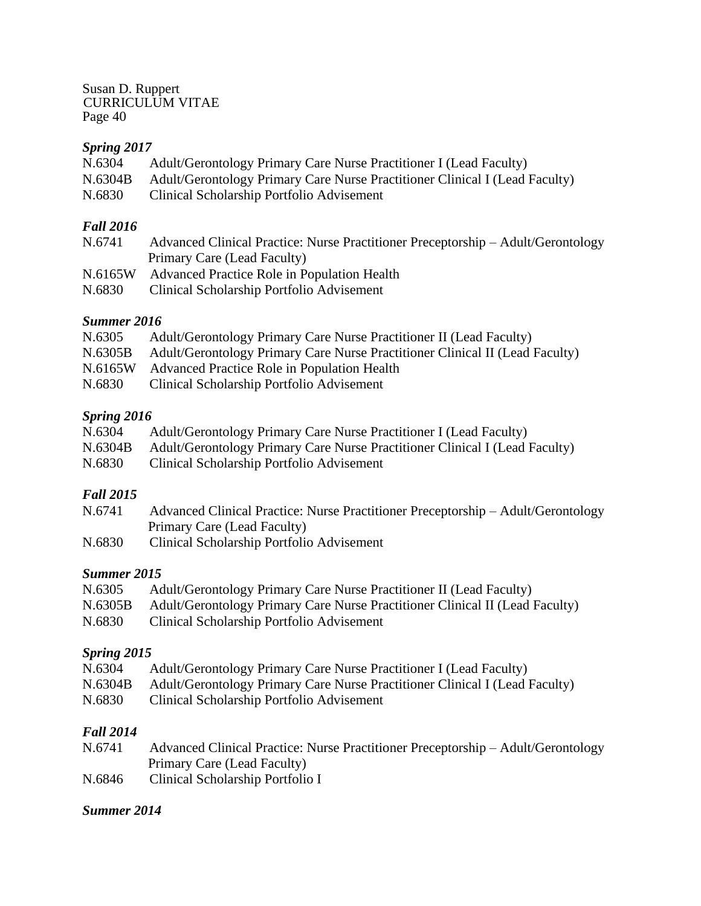***Spring 2017***

N.6304 Adult/Gerontology Primary Care Nurse Practitioner I (Lead Faculty)
N.6304B Adult/Gerontology Primary Care Nurse Practitioner Clinical I (Lead Faculty)
N.6830 Clinical Scholarship Portfolio Advisement

***Fall 2016***

N.6741 Advanced Clinical Practice: Nurse Practitioner Preceptorship – Adult/Gerontology Primary Care (Lead Faculty)
N.6165W Advanced Practice Role in Population Health
N.6830 Clinical Scholarship Portfolio Advisement

***Summer 2016***

N.6305 Adult/Gerontology Primary Care Nurse Practitioner II (Lead Faculty)
N.6305B Adult/Gerontology Primary Care Nurse Practitioner Clinical II (Lead Faculty)
N.6165W Advanced Practice Role in Population Health
N.6830 Clinical Scholarship Portfolio Advisement

***Spring 2016***

N.6304 Adult/Gerontology Primary Care Nurse Practitioner I (Lead Faculty)
N.6304B Adult/Gerontology Primary Care Nurse Practitioner Clinical I (Lead Faculty)
N.6830 Clinical Scholarship Portfolio Advisement

***Fall 2015***

N.6741 Advanced Clinical Practice: Nurse Practitioner Preceptorship – Adult/Gerontology Primary Care (Lead Faculty)
N.6830 Clinical Scholarship Portfolio Advisement

***Summer 2015***

N.6305 Adult/Gerontology Primary Care Nurse Practitioner II (Lead Faculty)
N.6305B Adult/Gerontology Primary Care Nurse Practitioner Clinical II (Lead Faculty)
N.6830 Clinical Scholarship Portfolio Advisement

***Spring 2015***

N.6304 Adult/Gerontology Primary Care Nurse Practitioner I (Lead Faculty)
N.6304B Adult/Gerontology Primary Care Nurse Practitioner Clinical I (Lead Faculty)
N.6830 Clinical Scholarship Portfolio Advisement

***Fall 2014***

N.6741 Advanced Clinical Practice: Nurse Practitioner Preceptorship – Adult/Gerontology Primary Care (Lead Faculty)
N.6846 Clinical Scholarship Portfolio I

***Summer 2014***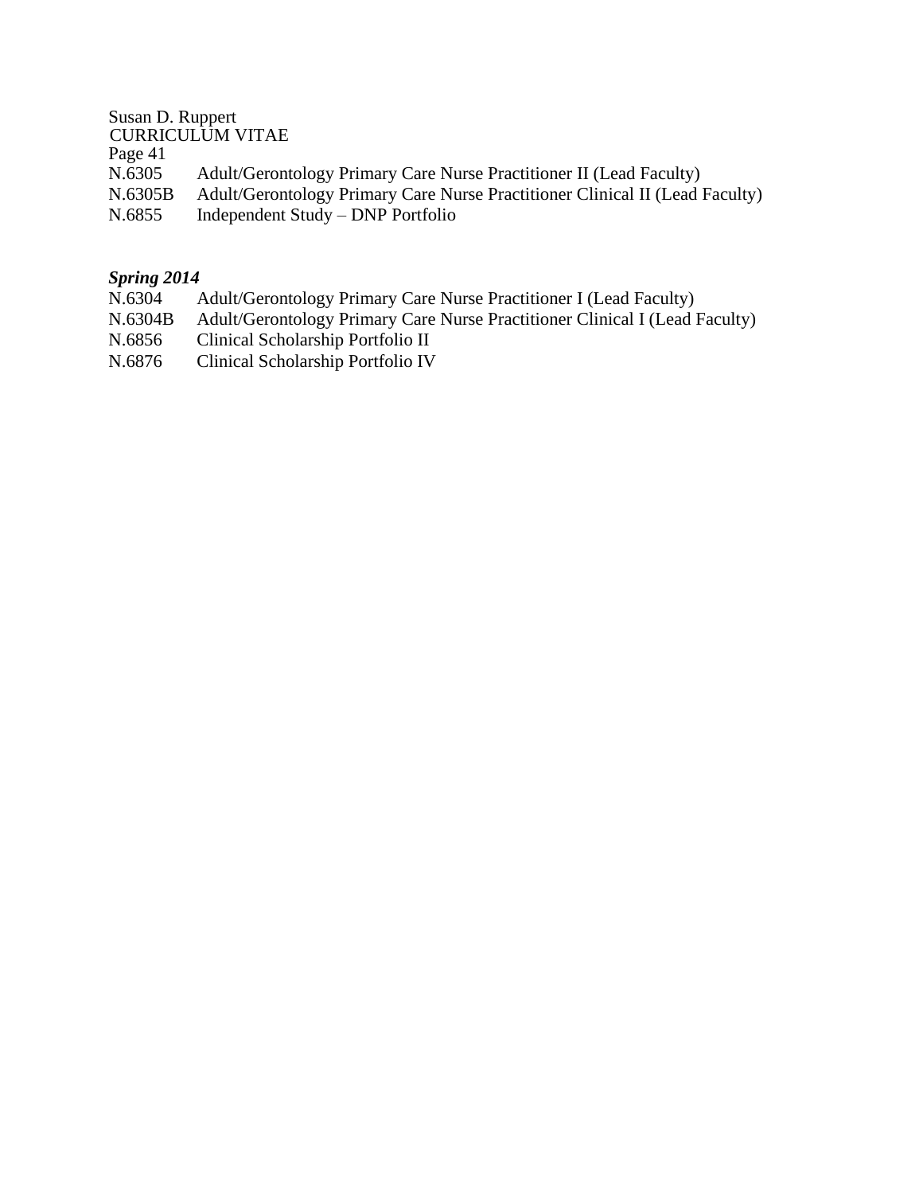N.6305 Adult/Gerontology Primary Care Nurse Practitioner II (Lead Faculty)
N.6305B Adult/Gerontology Primary Care Nurse Practitioner Clinical II (Lead Faculty)
N.6855 Independent Study – DNP Portfolio

***Spring 2014***
N.6304 Adult/Gerontology Primary Care Nurse Practitioner I (Lead Faculty)
N.6304B Adult/Gerontology Primary Care Nurse Practitioner Clinical I (Lead Faculty)
N.6856 Clinical Scholarship Portfolio II
N.6876 Clinical Scholarship Portfolio IV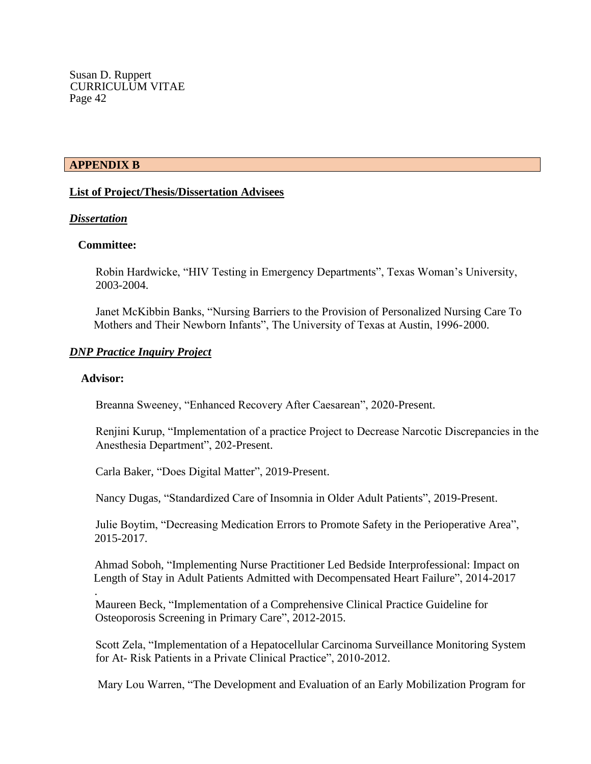## APPENDIX B

**List of Project/Thesis/Dissertation Advisees**

***Dissertation***

**Committee:**

Robin Hardwicke, "HIV Testing in Emergency Departments", Texas Woman's University, 2003-2004.

Janet McKibbin Banks, "Nursing Barriers to the Provision of Personalized Nursing Care To Mothers and Their Newborn Infants", The University of Texas at Austin, 1996-2000.

***DNP Practice Inquiry Project***

**Advisor:**

Breanna Sweeney, "Enhanced Recovery After Caesarean", 2020-Present.

Renjini Kurup, "Implementation of a practice Project to Decrease Narcotic Discrepancies in the Anesthesia Department", 202-Present.

Carla Baker, "Does Digital Matter", 2019-Present.

Nancy Dugas, "Standardized Care of Insomnia in Older Adult Patients", 2019-Present.

Julie Boytim, "Decreasing Medication Errors to Promote Safety in the Perioperative Area", 2015-2017.

Ahmad Soboh, "Implementing Nurse Practitioner Led Bedside Interprofessional: Impact on Length of Stay in Adult Patients Admitted with Decompensated Heart Failure", 2014-2017
.

Maureen Beck, "Implementation of a Comprehensive Clinical Practice Guideline for Osteoporosis Screening in Primary Care", 2012-2015.

Scott Zela, "Implementation of a Hepatocellular Carcinoma Surveillance Monitoring System for At- Risk Patients in a Private Clinical Practice", 2010-2012.

Mary Lou Warren, "The Development and Evaluation of an Early Mobilization Program for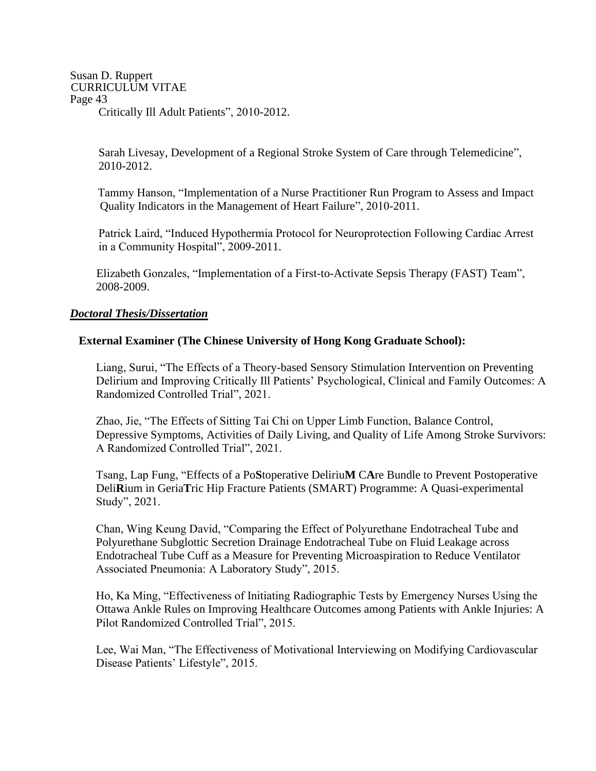Critically Ill Adult Patients", 2010-2012.

Sarah Livesay, Development of a Regional Stroke System of Care through Telemedicine", 2010-2012.

Tammy Hanson, "Implementation of a Nurse Practitioner Run Program to Assess and Impact Quality Indicators in the Management of Heart Failure", 2010-2011.

Patrick Laird, "Induced Hypothermia Protocol for Neuroprotection Following Cardiac Arrest in a Community Hospital", 2009-2011.

Elizabeth Gonzales, "Implementation of a First-to-Activate Sepsis Therapy (FAST) Team", 2008-2009.

***Doctoral Thesis/Dissertation***

**External Examiner (The Chinese University of Hong Kong Graduate School):**

Liang, Surui, "The Effects of a Theory-based Sensory Stimulation Intervention on Preventing Delirium and Improving Critically Ill Patients' Psychological, Clinical and Family Outcomes: A Randomized Controlled Trial", 2021.

Zhao, Jie, "The Effects of Sitting Tai Chi on Upper Limb Function, Balance Control, Depressive Symptoms, Activities of Daily Living, and Quality of Life Among Stroke Survivors: A Randomized Controlled Trial", 2021.

Tsang, Lap Fung, "Effects of a Po**S**toperative Deliriu**M** C**A**re Bundle to Prevent Postoperative Deli**R**ium in Geria**T**ric Hip Fracture Patients (SMART) Programme: A Quasi-experimental Study", 2021.

Chan, Wing Keung David, "Comparing the Effect of Polyurethane Endotracheal Tube and Polyurethane Subglottic Secretion Drainage Endotracheal Tube on Fluid Leakage across Endotracheal Tube Cuff as a Measure for Preventing Microaspiration to Reduce Ventilator Associated Pneumonia: A Laboratory Study", 2015.

Ho, Ka Ming, "Effectiveness of Initiating Radiographic Tests by Emergency Nurses Using the Ottawa Ankle Rules on Improving Healthcare Outcomes among Patients with Ankle Injuries: A Pilot Randomized Controlled Trial", 2015.

Lee, Wai Man, "The Effectiveness of Motivational Interviewing on Modifying Cardiovascular Disease Patients' Lifestyle", 2015.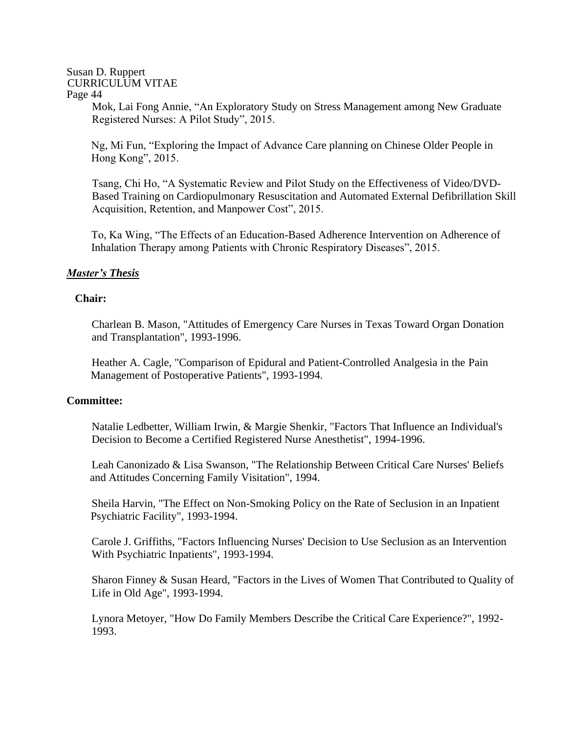Mok, Lai Fong Annie, “An Exploratory Study on Stress Management among New Graduate Registered Nurses: A Pilot Study”, 2015.

Ng, Mi Fun, “Exploring the Impact of Advance Care planning on Chinese Older People in Hong Kong”, 2015.

Tsang, Chi Ho, “A Systematic Review and Pilot Study on the Effectiveness of Video/DVD-Based Training on Cardiopulmonary Resuscitation and Automated External Defibrillation Skill Acquisition, Retention, and Manpower Cost”, 2015.

To, Ka Wing, “The Effects of an Education-Based Adherence Intervention on Adherence of Inhalation Therapy among Patients with Chronic Respiratory Diseases”, 2015.

***Master’s Thesis***

**Chair:**

Charlean B. Mason, "Attitudes of Emergency Care Nurses in Texas Toward Organ Donation and Transplantation", 1993-1996.

Heather A. Cagle, "Comparison of Epidural and Patient-Controlled Analgesia in the Pain Management of Postoperative Patients", 1993-1994.

**Committee:**

Natalie Ledbetter, William Irwin, & Margie Shenkir, "Factors That Influence an Individual's Decision to Become a Certified Registered Nurse Anesthetist", 1994-1996.

Leah Canonizado & Lisa Swanson, "The Relationship Between Critical Care Nurses' Beliefs and Attitudes Concerning Family Visitation", 1994.

Sheila Harvin, "The Effect on Non-Smoking Policy on the Rate of Seclusion in an Inpatient Psychiatric Facility", 1993-1994.

Carole J. Griffiths, "Factors Influencing Nurses' Decision to Use Seclusion as an Intervention With Psychiatric Inpatients", 1993-1994.

Sharon Finney & Susan Heard, "Factors in the Lives of Women That Contributed to Quality of Life in Old Age", 1993-1994.

Lynora Metoyer, "How Do Family Members Describe the Critical Care Experience?", 1992-1993.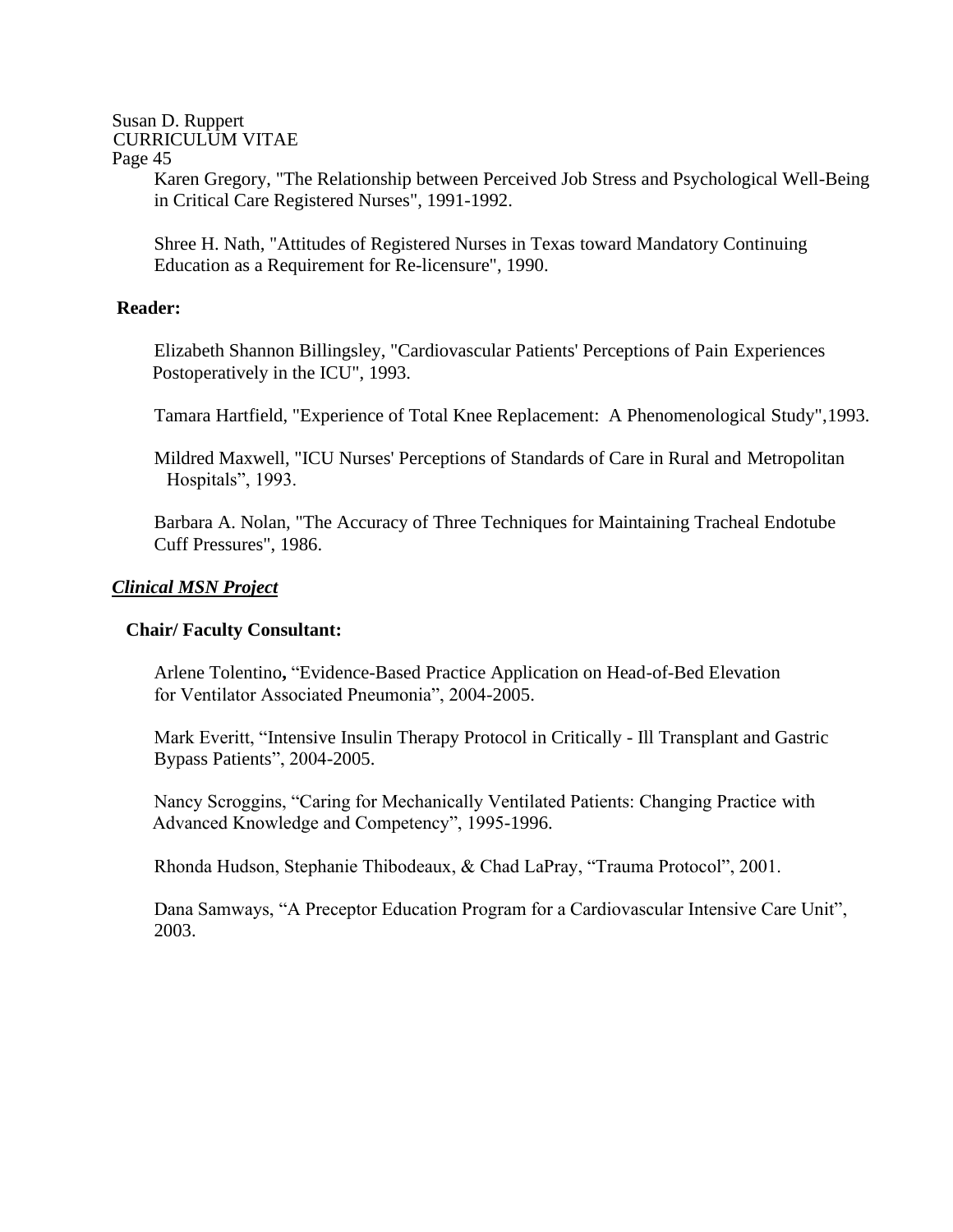Karen Gregory, "The Relationship between Perceived Job Stress and Psychological Well-Being in Critical Care Registered Nurses", 1991-1992.

Shree H. Nath, "Attitudes of Registered Nurses in Texas toward Mandatory Continuing Education as a Requirement for Re-licensure", 1990.

**Reader:**

Elizabeth Shannon Billingsley, "Cardiovascular Patients' Perceptions of Pain Experiences Postoperatively in the ICU", 1993.

Tamara Hartfield, "Experience of Total Knee Replacement: A Phenomenological Study",1993.

Mildred Maxwell, "ICU Nurses' Perceptions of Standards of Care in Rural and Metropolitan Hospitals", 1993.

Barbara A. Nolan, "The Accuracy of Three Techniques for Maintaining Tracheal Endotube Cuff Pressures", 1986.

***Clinical MSN Project***

**Chair/ Faculty Consultant:**

Arlene Tolentino, "Evidence-Based Practice Application on Head-of-Bed Elevation for Ventilator Associated Pneumonia", 2004-2005.

Mark Everitt, "Intensive Insulin Therapy Protocol in Critically - Ill Transplant and Gastric Bypass Patients", 2004-2005.

Nancy Scroggins, "Caring for Mechanically Ventilated Patients: Changing Practice with Advanced Knowledge and Competency", 1995-1996.

Rhonda Hudson, Stephanie Thibodeaux, & Chad LaPray, "Trauma Protocol", 2001.

Dana Samways, "A Preceptor Education Program for a Cardiovascular Intensive Care Unit", 2003.